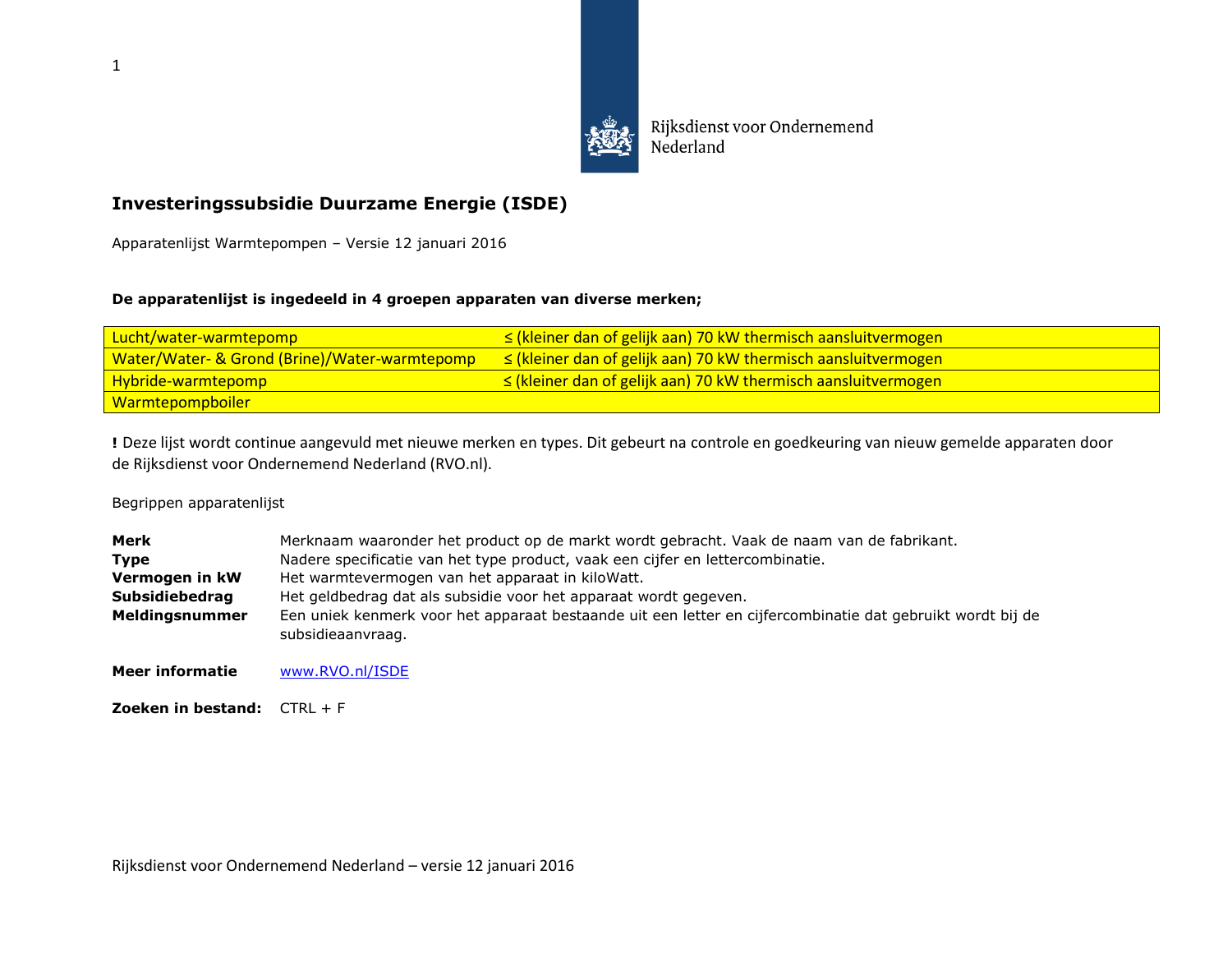Rijksdienst voor Ondernemend Nederland

# Investeringssubsidie Duurzame Energie (ISDE)

Apparatenlijst Warmtepompen – Versie 12 januari 2016

**De apparatenlijst is ingedeeld in 4 groepen apparaten van diverse merken;**

| | |
|---|---|
| Lucht/water-warmtepomp | ≤ (kleiner dan of gelijk aan) 70 kW thermisch aansluitvermogen |
| Water/Water- & Grond (Brine)/Water-warmtepomp | ≤ (kleiner dan of gelijk aan) 70 kW thermisch aansluitvermogen |
| Hybride-warmtepomp | ≤ (kleiner dan of gelijk aan) 70 kW thermisch aansluitvermogen |
| Warmtepompboiler | |

**!** Deze lijst wordt continue aangevuld met nieuwe merken en types. Dit gebeurt na controle en goedkeuring van nieuw gemelde apparaten door de Rijksdienst voor Ondernemend Nederland (RVO.nl).

Begrippen apparatenlijst

**Merk** Merknaam waaronder het product op de markt wordt gebracht. Vaak de naam van de fabrikant.
**Type** Nadere specificatie van het type product, vaak een cijfer en lettercombinatie.
**Vermogen in kW** Het warmtevermogen van het apparaat in kiloWatt.
**Subsidiebedrag** Het geldbedrag dat als subsidie voor het apparaat wordt gegeven.
**Meldingsnummer** Een uniek kenmerk voor het apparaat bestaande uit een letter en cijfercombinatie dat gebruikt wordt bij de subsidieaanvraag.

**Meer informatie** www.RVO.nl/ISDE

**Zoeken in bestand:** CTRL + F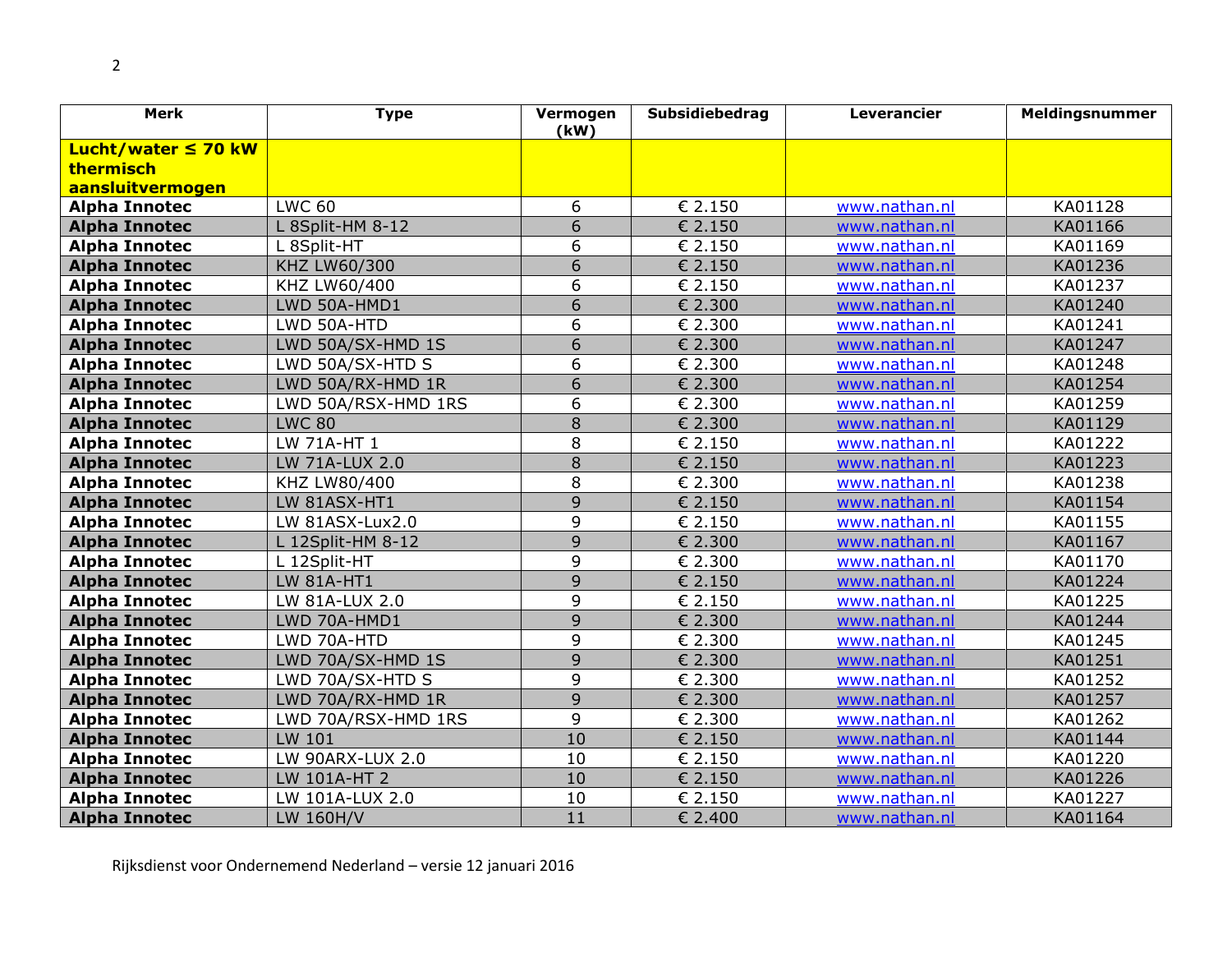| Merk | Type | Vermogen (kW) | Subsidiebedrag | Leverancier | Meldingsnummer |
|---|---|---|---|---|---|
| **Lucht/water ≤ 70 kW thermisch aansluitvermogen** | | | | | |
| **Alpha Innotec** | LWC 60 | 6 | € 2.150 | www.nathan.nl | KA01128 |
| **Alpha Innotec** | L 8Split-HM 8-12 | 6 | € 2.150 | www.nathan.nl | KA01166 |
| **Alpha Innotec** | L 8Split-HT | 6 | € 2.150 | www.nathan.nl | KA01169 |
| **Alpha Innotec** | KHZ LW60/300 | 6 | € 2.150 | www.nathan.nl | KA01236 |
| **Alpha Innotec** | KHZ LW60/400 | 6 | € 2.150 | www.nathan.nl | KA01237 |
| **Alpha Innotec** | LWD 50A-HMD1 | 6 | € 2.300 | www.nathan.nl | KA01240 |
| **Alpha Innotec** | LWD 50A-HTD | 6 | € 2.300 | www.nathan.nl | KA01241 |
| **Alpha Innotec** | LWD 50A/SX-HMD 1S | 6 | € 2.300 | www.nathan.nl | KA01247 |
| **Alpha Innotec** | LWD 50A/SX-HTD S | 6 | € 2.300 | www.nathan.nl | KA01248 |
| **Alpha Innotec** | LWD 50A/RX-HMD 1R | 6 | € 2.300 | www.nathan.nl | KA01254 |
| **Alpha Innotec** | LWD 50A/RSX-HMD 1RS | 6 | € 2.300 | www.nathan.nl | KA01259 |
| **Alpha Innotec** | LWC 80 | 8 | € 2.300 | www.nathan.nl | KA01129 |
| **Alpha Innotec** | LW 71A-HT 1 | 8 | € 2.150 | www.nathan.nl | KA01222 |
| **Alpha Innotec** | LW 71A-LUX 2.0 | 8 | € 2.150 | www.nathan.nl | KA01223 |
| **Alpha Innotec** | KHZ LW80/400 | 8 | € 2.300 | www.nathan.nl | KA01238 |
| **Alpha Innotec** | LW 81ASX-HT1 | 9 | € 2.150 | www.nathan.nl | KA01154 |
| **Alpha Innotec** | LW 81ASX-Lux2.0 | 9 | € 2.150 | www.nathan.nl | KA01155 |
| **Alpha Innotec** | L 12Split-HM 8-12 | 9 | € 2.300 | www.nathan.nl | KA01167 |
| **Alpha Innotec** | L 12Split-HT | 9 | € 2.300 | www.nathan.nl | KA01170 |
| **Alpha Innotec** | LW 81A-HT1 | 9 | € 2.150 | www.nathan.nl | KA01224 |
| **Alpha Innotec** | LW 81A-LUX 2.0 | 9 | € 2.150 | www.nathan.nl | KA01225 |
| **Alpha Innotec** | LWD 70A-HMD1 | 9 | € 2.300 | www.nathan.nl | KA01244 |
| **Alpha Innotec** | LWD 70A-HTD | 9 | € 2.300 | www.nathan.nl | KA01245 |
| **Alpha Innotec** | LWD 70A/SX-HMD 1S | 9 | € 2.300 | www.nathan.nl | KA01251 |
| **Alpha Innotec** | LWD 70A/SX-HTD S | 9 | € 2.300 | www.nathan.nl | KA01252 |
| **Alpha Innotec** | LWD 70A/RX-HMD 1R | 9 | € 2.300 | www.nathan.nl | KA01257 |
| **Alpha Innotec** | LWD 70A/RSX-HMD 1RS | 9 | € 2.300 | www.nathan.nl | KA01262 |
| **Alpha Innotec** | LW 101 | 10 | € 2.150 | www.nathan.nl | KA01144 |
| **Alpha Innotec** | LW 90ARX-LUX 2.0 | 10 | € 2.150 | www.nathan.nl | KA01220 |
| **Alpha Innotec** | LW 101A-HT 2 | 10 | € 2.150 | www.nathan.nl | KA01226 |
| **Alpha Innotec** | LW 101A-LUX 2.0 | 10 | € 2.150 | www.nathan.nl | KA01227 |
| **Alpha Innotec** | LW 160H/V | 11 | € 2.400 | www.nathan.nl | KA01164 |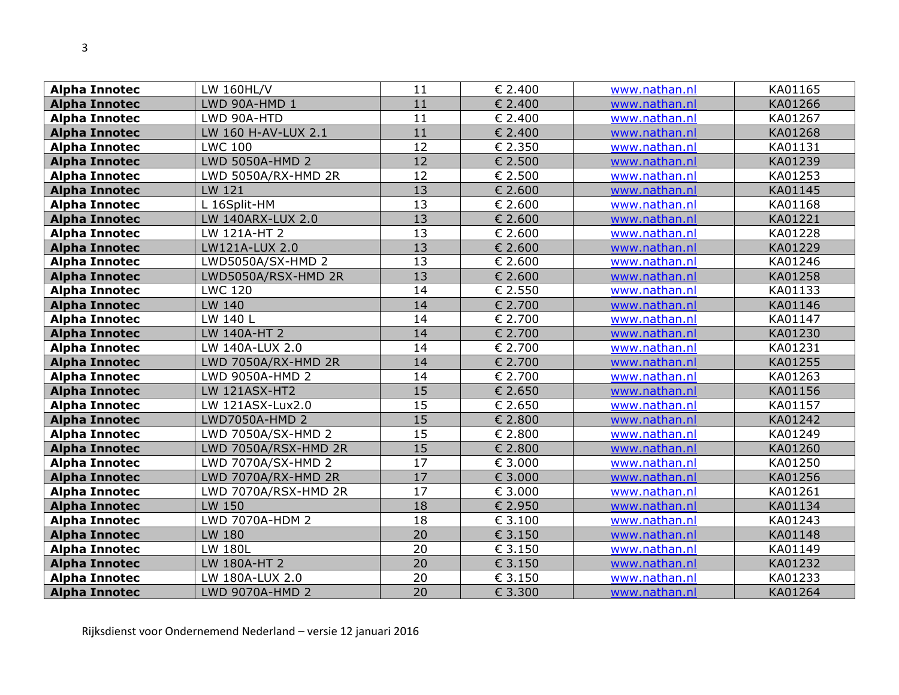| | | | | | |
|---|---|---|---|---|---|
| **Alpha Innotec** | LW 160HL/V | 11 | € 2.400 | www.nathan.nl | KA01165 |
| **Alpha Innotec** | LWD 90A-HMD 1 | 11 | € 2.400 | www.nathan.nl | KA01266 |
| **Alpha Innotec** | LWD 90A-HTD | 11 | € 2.400 | www.nathan.nl | KA01267 |
| **Alpha Innotec** | LW 160 H-AV-LUX 2.1 | 11 | € 2.400 | www.nathan.nl | KA01268 |
| **Alpha Innotec** | LWC 100 | 12 | € 2.350 | www.nathan.nl | KA01131 |
| **Alpha Innotec** | LWD 5050A-HMD 2 | 12 | € 2.500 | www.nathan.nl | KA01239 |
| **Alpha Innotec** | LWD 5050A/RX-HMD 2R | 12 | € 2.500 | www.nathan.nl | KA01253 |
| **Alpha Innotec** | LW 121 | 13 | € 2.600 | www.nathan.nl | KA01145 |
| **Alpha Innotec** | L 16Split-HM | 13 | € 2.600 | www.nathan.nl | KA01168 |
| **Alpha Innotec** | LW 140ARX-LUX 2.0 | 13 | € 2.600 | www.nathan.nl | KA01221 |
| **Alpha Innotec** | LW 121A-HT 2 | 13 | € 2.600 | www.nathan.nl | KA01228 |
| **Alpha Innotec** | LW121A-LUX 2.0 | 13 | € 2.600 | www.nathan.nl | KA01229 |
| **Alpha Innotec** | LWD5050A/SX-HMD 2 | 13 | € 2.600 | www.nathan.nl | KA01246 |
| **Alpha Innotec** | LWD5050A/RSX-HMD 2R | 13 | € 2.600 | www.nathan.nl | KA01258 |
| **Alpha Innotec** | LWC 120 | 14 | € 2.550 | www.nathan.nl | KA01133 |
| **Alpha Innotec** | LW 140 | 14 | € 2.700 | www.nathan.nl | KA01146 |
| **Alpha Innotec** | LW 140 L | 14 | € 2.700 | www.nathan.nl | KA01147 |
| **Alpha Innotec** | LW 140A-HT 2 | 14 | € 2.700 | www.nathan.nl | KA01230 |
| **Alpha Innotec** | LW 140A-LUX 2.0 | 14 | € 2.700 | www.nathan.nl | KA01231 |
| **Alpha Innotec** | LWD 7050A/RX-HMD 2R | 14 | € 2.700 | www.nathan.nl | KA01255 |
| **Alpha Innotec** | LWD 9050A-HMD 2 | 14 | € 2.700 | www.nathan.nl | KA01263 |
| **Alpha Innotec** | LW 121ASX-HT2 | 15 | € 2.650 | www.nathan.nl | KA01156 |
| **Alpha Innotec** | LW 121ASX-Lux2.0 | 15 | € 2.650 | www.nathan.nl | KA01157 |
| **Alpha Innotec** | LWD7050A-HMD 2 | 15 | € 2.800 | www.nathan.nl | KA01242 |
| **Alpha Innotec** | LWD 7050A/SX-HMD 2 | 15 | € 2.800 | www.nathan.nl | KA01249 |
| **Alpha Innotec** | LWD 7050A/RSX-HMD 2R | 15 | € 2.800 | www.nathan.nl | KA01260 |
| **Alpha Innotec** | LWD 7070A/SX-HMD 2 | 17 | € 3.000 | www.nathan.nl | KA01250 |
| **Alpha Innotec** | LWD 7070A/RX-HMD 2R | 17 | € 3.000 | www.nathan.nl | KA01256 |
| **Alpha Innotec** | LWD 7070A/RSX-HMD 2R | 17 | € 3.000 | www.nathan.nl | KA01261 |
| **Alpha Innotec** | LW 150 | 18 | € 2.950 | www.nathan.nl | KA01134 |
| **Alpha Innotec** | LWD 7070A-HDM 2 | 18 | € 3.100 | www.nathan.nl | KA01243 |
| **Alpha Innotec** | LW 180 | 20 | € 3.150 | www.nathan.nl | KA01148 |
| **Alpha Innotec** | LW 180L | 20 | € 3.150 | www.nathan.nl | KA01149 |
| **Alpha Innotec** | LW 180A-HT 2 | 20 | € 3.150 | www.nathan.nl | KA01232 |
| **Alpha Innotec** | LW 180A-LUX 2.0 | 20 | € 3.150 | www.nathan.nl | KA01233 |
| **Alpha Innotec** | LWD 9070A-HMD 2 | 20 | € 3.300 | www.nathan.nl | KA01264 |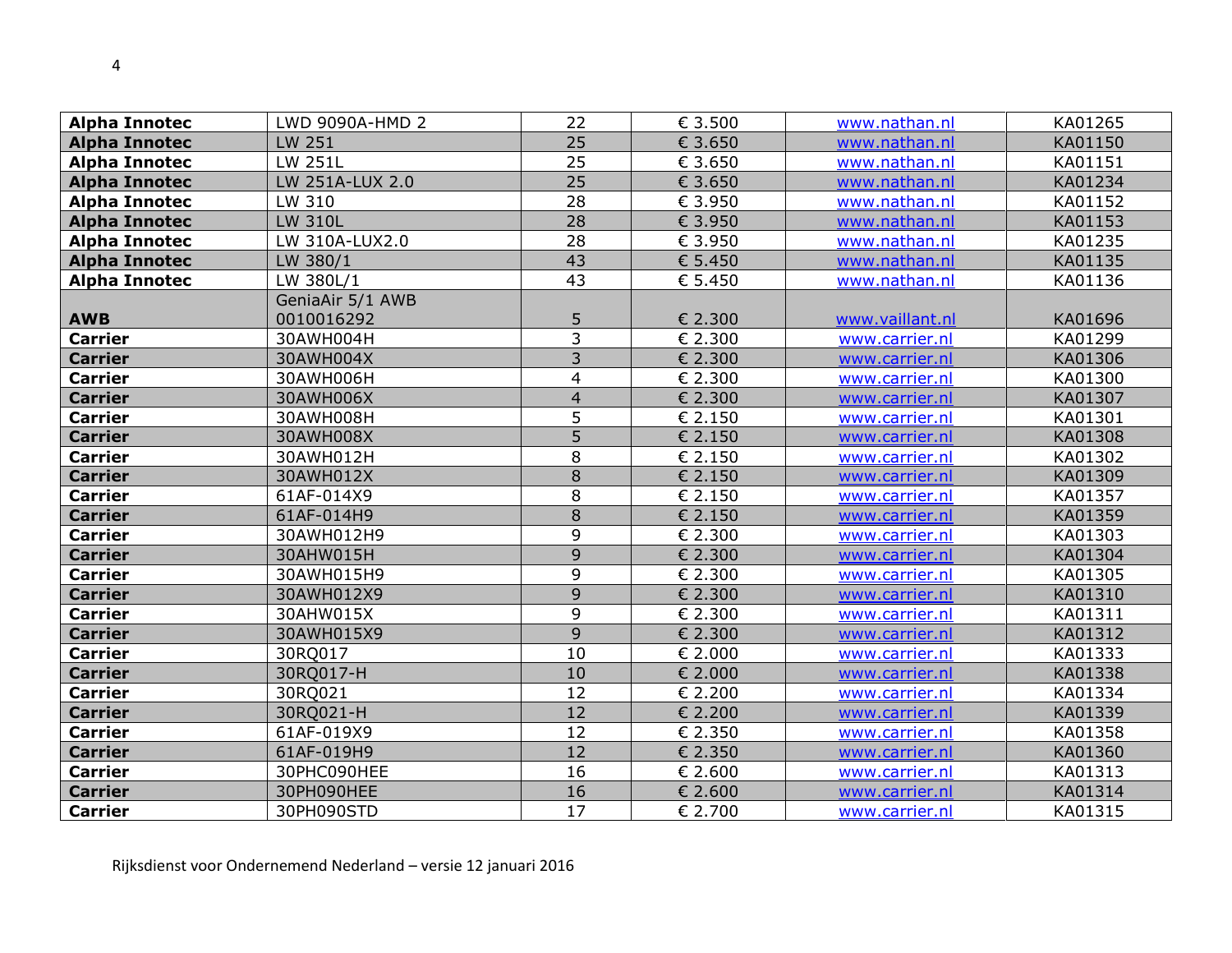| | | | | | |
|---|---|---|---|---|---|
| **Alpha Innotec** | LWD 9090A-HMD 2 | 22 | € 3.500 | www.nathan.nl | KA01265 |
| **Alpha Innotec** | LW 251 | 25 | € 3.650 | www.nathan.nl | KA01150 |
| **Alpha Innotec** | LW 251L | 25 | € 3.650 | www.nathan.nl | KA01151 |
| **Alpha Innotec** | LW 251A-LUX 2.0 | 25 | € 3.650 | www.nathan.nl | KA01234 |
| **Alpha Innotec** | LW 310 | 28 | € 3.950 | www.nathan.nl | KA01152 |
| **Alpha Innotec** | LW 310L | 28 | € 3.950 | www.nathan.nl | KA01153 |
| **Alpha Innotec** | LW 310A-LUX2.0 | 28 | € 3.950 | www.nathan.nl | KA01235 |
| **Alpha Innotec** | LW 380/1 | 43 | € 5.450 | www.nathan.nl | KA01135 |
| **Alpha Innotec** | LW 380L/1 | 43 | € 5.450 | www.nathan.nl | KA01136 |
| **AWB** | GeniaAir 5/1 AWB 0010016292 | 5 | € 2.300 | www.vaillant.nl | KA01696 |
| **Carrier** | 30AWH004H | 3 | € 2.300 | www.carrier.nl | KA01299 |
| **Carrier** | 30AWH004X | 3 | € 2.300 | www.carrier.nl | KA01306 |
| **Carrier** | 30AWH006H | 4 | € 2.300 | www.carrier.nl | KA01300 |
| **Carrier** | 30AWH006X | 4 | € 2.300 | www.carrier.nl | KA01307 |
| **Carrier** | 30AWH008H | 5 | € 2.150 | www.carrier.nl | KA01301 |
| **Carrier** | 30AWH008X | 5 | € 2.150 | www.carrier.nl | KA01308 |
| **Carrier** | 30AWH012H | 8 | € 2.150 | www.carrier.nl | KA01302 |
| **Carrier** | 30AWH012X | 8 | € 2.150 | www.carrier.nl | KA01309 |
| **Carrier** | 61AF-014X9 | 8 | € 2.150 | www.carrier.nl | KA01357 |
| **Carrier** | 61AF-014H9 | 8 | € 2.150 | www.carrier.nl | KA01359 |
| **Carrier** | 30AWH012H9 | 9 | € 2.300 | www.carrier.nl | KA01303 |
| **Carrier** | 30AHW015H | 9 | € 2.300 | www.carrier.nl | KA01304 |
| **Carrier** | 30AWH015H9 | 9 | € 2.300 | www.carrier.nl | KA01305 |
| **Carrier** | 30AWH012X9 | 9 | € 2.300 | www.carrier.nl | KA01310 |
| **Carrier** | 30AHW015X | 9 | € 2.300 | www.carrier.nl | KA01311 |
| **Carrier** | 30AWH015X9 | 9 | € 2.300 | www.carrier.nl | KA01312 |
| **Carrier** | 30RQ017 | 10 | € 2.000 | www.carrier.nl | KA01333 |
| **Carrier** | 30RQ017-H | 10 | € 2.000 | www.carrier.nl | KA01338 |
| **Carrier** | 30RQ021 | 12 | € 2.200 | www.carrier.nl | KA01334 |
| **Carrier** | 30RQ021-H | 12 | € 2.200 | www.carrier.nl | KA01339 |
| **Carrier** | 61AF-019X9 | 12 | € 2.350 | www.carrier.nl | KA01358 |
| **Carrier** | 61AF-019H9 | 12 | € 2.350 | www.carrier.nl | KA01360 |
| **Carrier** | 30PHC090HEE | 16 | € 2.600 | www.carrier.nl | KA01313 |
| **Carrier** | 30PH090HEE | 16 | € 2.600 | www.carrier.nl | KA01314 |
| **Carrier** | 30PH090STD | 17 | € 2.700 | www.carrier.nl | KA01315 |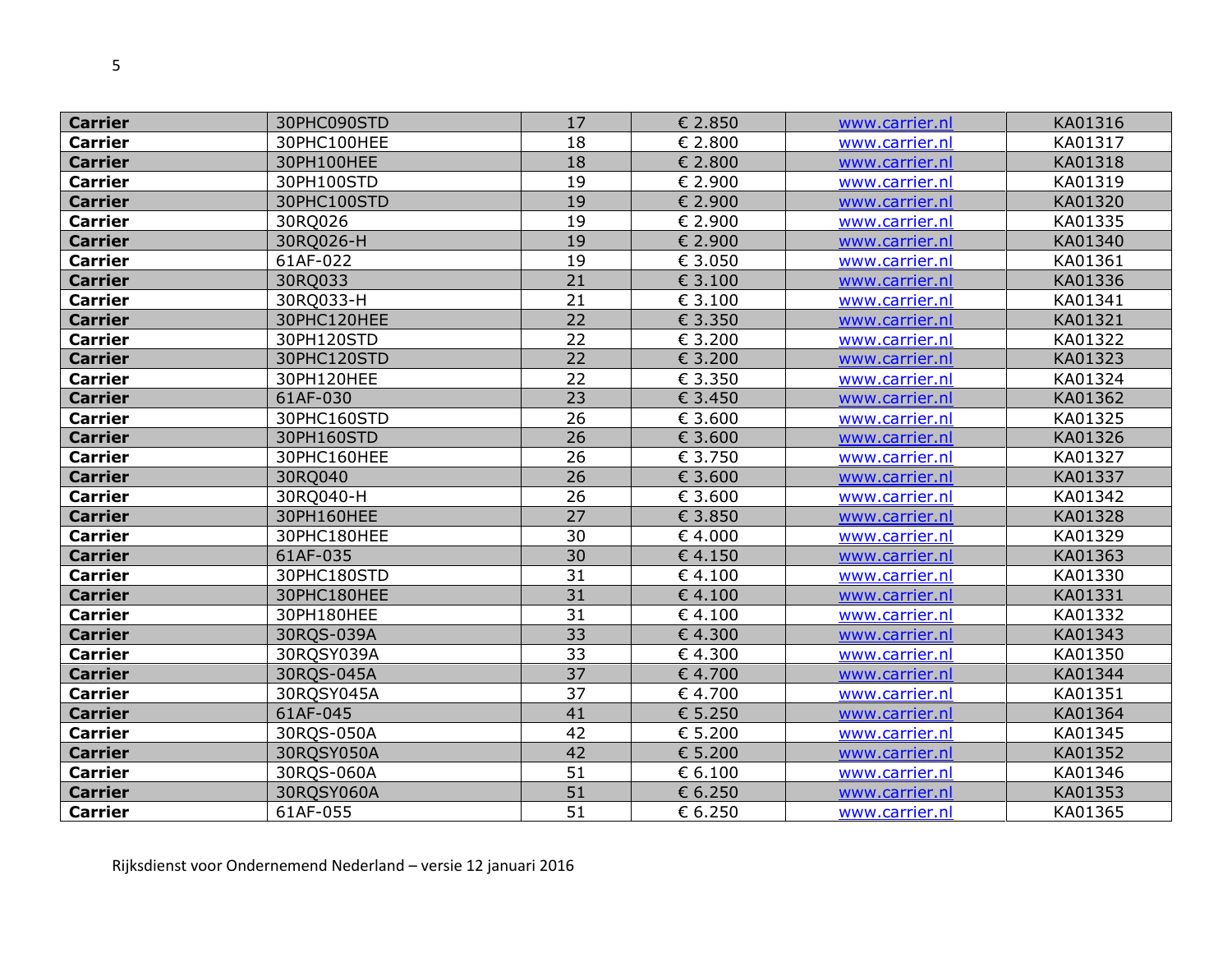| Carrier | 30PHC090STD | 17 | € 2.850 | www.carrier.nl | KA01316 |
|---|---|---|---|---|---|
| **Carrier** | 30PHC100HEE | 18 | € 2.800 | www.carrier.nl | KA01317 |
| **Carrier** | 30PH100HEE | 18 | € 2.800 | www.carrier.nl | KA01318 |
| **Carrier** | 30PH100STD | 19 | € 2.900 | www.carrier.nl | KA01319 |
| **Carrier** | 30PHC100STD | 19 | € 2.900 | www.carrier.nl | KA01320 |
| **Carrier** | 30RQ026 | 19 | € 2.900 | www.carrier.nl | KA01335 |
| **Carrier** | 30RQ026-H | 19 | € 2.900 | www.carrier.nl | KA01340 |
| **Carrier** | 61AF-022 | 19 | € 3.050 | www.carrier.nl | KA01361 |
| **Carrier** | 30RQ033 | 21 | € 3.100 | www.carrier.nl | KA01336 |
| **Carrier** | 30RQ033-H | 21 | € 3.100 | www.carrier.nl | KA01341 |
| **Carrier** | 30PHC120HEE | 22 | € 3.350 | www.carrier.nl | KA01321 |
| **Carrier** | 30PH120STD | 22 | € 3.200 | www.carrier.nl | KA01322 |
| **Carrier** | 30PHC120STD | 22 | € 3.200 | www.carrier.nl | KA01323 |
| **Carrier** | 30PH120HEE | 22 | € 3.350 | www.carrier.nl | KA01324 |
| **Carrier** | 61AF-030 | 23 | € 3.450 | www.carrier.nl | KA01362 |
| **Carrier** | 30PHC160STD | 26 | € 3.600 | www.carrier.nl | KA01325 |
| **Carrier** | 30PH160STD | 26 | € 3.600 | www.carrier.nl | KA01326 |
| **Carrier** | 30PHC160HEE | 26 | € 3.750 | www.carrier.nl | KA01327 |
| **Carrier** | 30RQ040 | 26 | € 3.600 | www.carrier.nl | KA01337 |
| **Carrier** | 30RQ040-H | 26 | € 3.600 | www.carrier.nl | KA01342 |
| **Carrier** | 30PH160HEE | 27 | € 3.850 | www.carrier.nl | KA01328 |
| **Carrier** | 30PHC180HEE | 30 | € 4.000 | www.carrier.nl | KA01329 |
| **Carrier** | 61AF-035 | 30 | € 4.150 | www.carrier.nl | KA01363 |
| **Carrier** | 30PHC180STD | 31 | € 4.100 | www.carrier.nl | KA01330 |
| **Carrier** | 30PHC180HEE | 31 | € 4.100 | www.carrier.nl | KA01331 |
| **Carrier** | 30PH180HEE | 31 | € 4.100 | www.carrier.nl | KA01332 |
| **Carrier** | 30RQS-039A | 33 | € 4.300 | www.carrier.nl | KA01343 |
| **Carrier** | 30RQSY039A | 33 | € 4.300 | www.carrier.nl | KA01350 |
| **Carrier** | 30RQS-045A | 37 | € 4.700 | www.carrier.nl | KA01344 |
| **Carrier** | 30RQSY045A | 37 | € 4.700 | www.carrier.nl | KA01351 |
| **Carrier** | 61AF-045 | 41 | € 5.250 | www.carrier.nl | KA01364 |
| **Carrier** | 30RQS-050A | 42 | € 5.200 | www.carrier.nl | KA01345 |
| **Carrier** | 30RQSY050A | 42 | € 5.200 | www.carrier.nl | KA01352 |
| **Carrier** | 30RQS-060A | 51 | € 6.100 | www.carrier.nl | KA01346 |
| **Carrier** | 30RQSY060A | 51 | € 6.250 | www.carrier.nl | KA01353 |
| **Carrier** | 61AF-055 | 51 | € 6.250 | www.carrier.nl | KA01365 |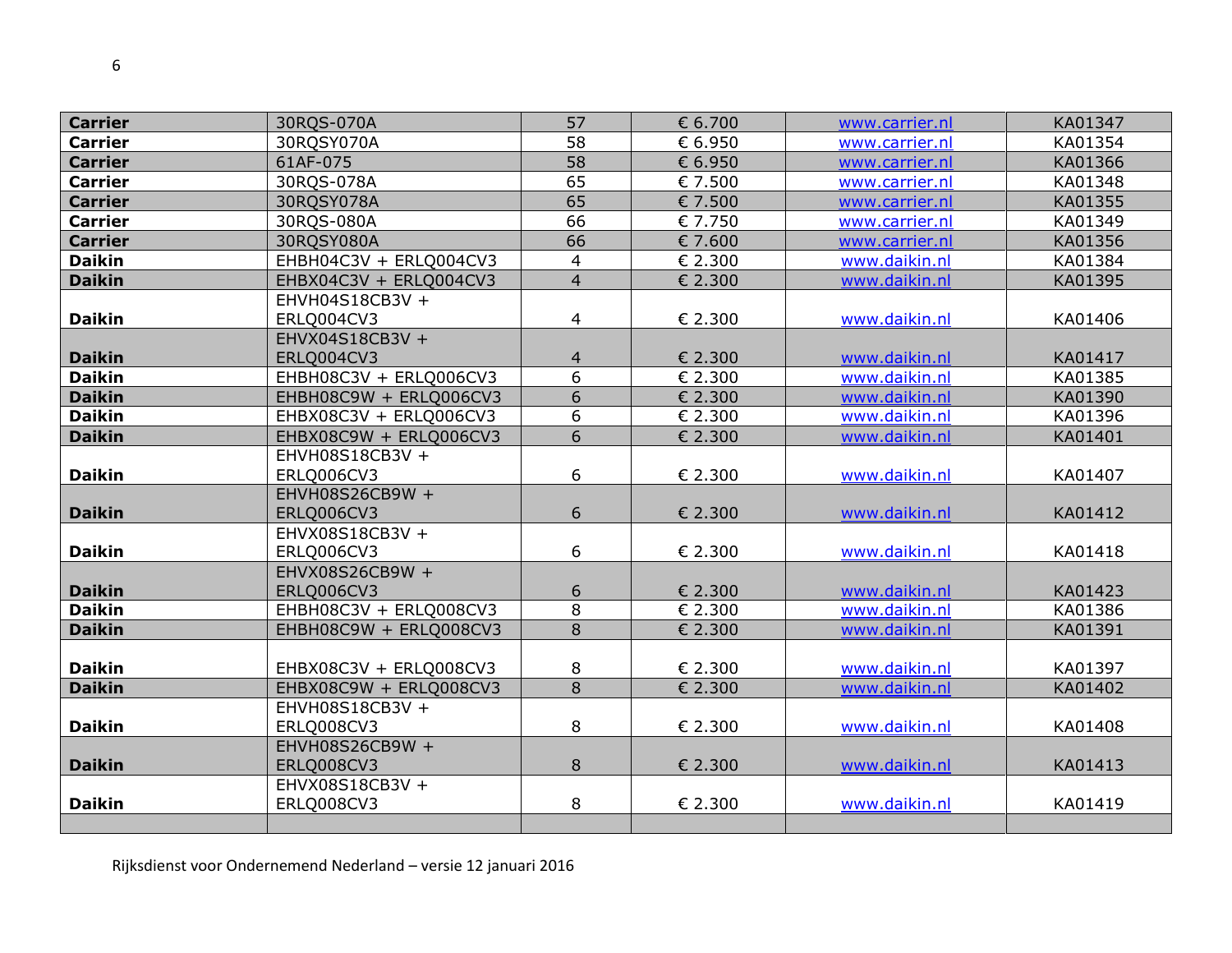| | | | | | |
|---|---|---|---|---|---|
| **Carrier** | 30RQS-070A | 57 | € 6.700 | www.carrier.nl | KA01347 |
| **Carrier** | 30RQSY070A | 58 | € 6.950 | www.carrier.nl | KA01354 |
| **Carrier** | 61AF-075 | 58 | € 6.950 | www.carrier.nl | KA01366 |
| **Carrier** | 30RQS-078A | 65 | € 7.500 | www.carrier.nl | KA01348 |
| **Carrier** | 30RQSY078A | 65 | € 7.500 | www.carrier.nl | KA01355 |
| **Carrier** | 30RQS-080A | 66 | € 7.750 | www.carrier.nl | KA01349 |
| **Carrier** | 30RQSY080A | 66 | € 7.600 | www.carrier.nl | KA01356 |
| **Daikin** | EHBH04C3V + ERLQ004CV3 | 4 | € 2.300 | www.daikin.nl | KA01384 |
| **Daikin** | EHBX04C3V + ERLQ004CV3 | 4 | € 2.300 | www.daikin.nl | KA01395 |
| **Daikin** | EHVH04S18CB3V + ERLQ004CV3 | 4 | € 2.300 | www.daikin.nl | KA01406 |
| **Daikin** | EHVX04S18CB3V + ERLQ004CV3 | 4 | € 2.300 | www.daikin.nl | KA01417 |
| **Daikin** | EHBH08C3V + ERLQ006CV3 | 6 | € 2.300 | www.daikin.nl | KA01385 |
| **Daikin** | EHBH08C9W + ERLQ006CV3 | 6 | € 2.300 | www.daikin.nl | KA01390 |
| **Daikin** | EHBX08C3V + ERLQ006CV3 | 6 | € 2.300 | www.daikin.nl | KA01396 |
| **Daikin** | EHBX08C9W + ERLQ006CV3 | 6 | € 2.300 | www.daikin.nl | KA01401 |
| **Daikin** | EHVH08S18CB3V + ERLQ006CV3 | 6 | € 2.300 | www.daikin.nl | KA01407 |
| **Daikin** | EHVH08S26CB9W + ERLQ006CV3 | 6 | € 2.300 | www.daikin.nl | KA01412 |
| **Daikin** | EHVX08S18CB3V + ERLQ006CV3 | 6 | € 2.300 | www.daikin.nl | KA01418 |
| **Daikin** | EHVX08S26CB9W + ERLQ006CV3 | 6 | € 2.300 | www.daikin.nl | KA01423 |
| **Daikin** | EHBH08C3V + ERLQ008CV3 | 8 | € 2.300 | www.daikin.nl | KA01386 |
| **Daikin** | EHBH08C9W + ERLQ008CV3 | 8 | € 2.300 | www.daikin.nl | KA01391 |
| **Daikin** | EHBX08C3V + ERLQ008CV3 | 8 | € 2.300 | www.daikin.nl | KA01397 |
| **Daikin** | EHBX08C9W + ERLQ008CV3 | 8 | € 2.300 | www.daikin.nl | KA01402 |
| **Daikin** | EHVH08S18CB3V + ERLQ008CV3 | 8 | € 2.300 | www.daikin.nl | KA01408 |
| **Daikin** | EHVH08S26CB9W + ERLQ008CV3 | 8 | € 2.300 | www.daikin.nl | KA01413 |
| **Daikin** | EHVX08S18CB3V + ERLQ008CV3 | 8 | € 2.300 | www.daikin.nl | KA01419 |
| | | | | | |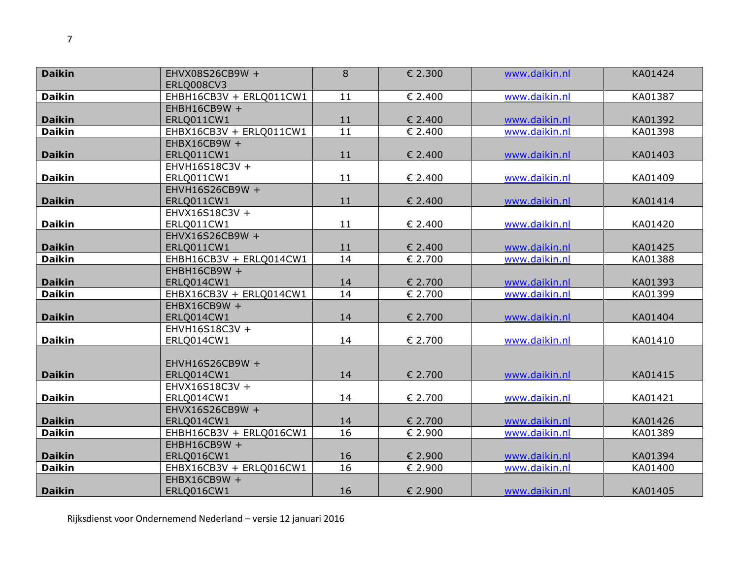| | | | | | |
|---|---|---|---|---|---|
| **Daikin** | EHVX08S26CB9W + ERLQ008CV3 | 8 | € 2.300 | www.daikin.nl | KA01424 |
| **Daikin** | EHBH16CB3V + ERLQ011CW1 | 11 | € 2.400 | www.daikin.nl | KA01387 |
| **Daikin** | EHBH16CB9W + ERLQ011CW1 | 11 | € 2.400 | www.daikin.nl | KA01392 |
| **Daikin** | EHBX16CB3V + ERLQ011CW1 | 11 | € 2.400 | www.daikin.nl | KA01398 |
| **Daikin** | EHBX16CB9W + ERLQ011CW1 | 11 | € 2.400 | www.daikin.nl | KA01403 |
| **Daikin** | EHVH16S18C3V + ERLQ011CW1 | 11 | € 2.400 | www.daikin.nl | KA01409 |
| **Daikin** | EHVH16S26CB9W + ERLQ011CW1 | 11 | € 2.400 | www.daikin.nl | KA01414 |
| **Daikin** | EHVX16S18C3V + ERLQ011CW1 | 11 | € 2.400 | www.daikin.nl | KA01420 |
| **Daikin** | EHVX16S26CB9W + ERLQ011CW1 | 11 | € 2.400 | www.daikin.nl | KA01425 |
| **Daikin** | EHBH16CB3V + ERLQ014CW1 | 14 | € 2.700 | www.daikin.nl | KA01388 |
| **Daikin** | EHBH16CB9W + ERLQ014CW1 | 14 | € 2.700 | www.daikin.nl | KA01393 |
| **Daikin** | EHBX16CB3V + ERLQ014CW1 | 14 | € 2.700 | www.daikin.nl | KA01399 |
| **Daikin** | EHBX16CB9W + ERLQ014CW1 | 14 | € 2.700 | www.daikin.nl | KA01404 |
| **Daikin** | EHVH16S18C3V + ERLQ014CW1 | 14 | € 2.700 | www.daikin.nl | KA01410 |
| **Daikin** | EHVH16S26CB9W + ERLQ014CW1 | 14 | € 2.700 | www.daikin.nl | KA01415 |
| **Daikin** | EHVX16S18C3V + ERLQ014CW1 | 14 | € 2.700 | www.daikin.nl | KA01421 |
| **Daikin** | EHVX16S26CB9W + ERLQ014CW1 | 14 | € 2.700 | www.daikin.nl | KA01426 |
| **Daikin** | EHBH16CB3V + ERLQ016CW1 | 16 | € 2.900 | www.daikin.nl | KA01389 |
| **Daikin** | EHBH16CB9W + ERLQ016CW1 | 16 | € 2.900 | www.daikin.nl | KA01394 |
| **Daikin** | EHBX16CB3V + ERLQ016CW1 | 16 | € 2.900 | www.daikin.nl | KA01400 |
| **Daikin** | EHBX16CB9W + ERLQ016CW1 | 16 | € 2.900 | www.daikin.nl | KA01405 |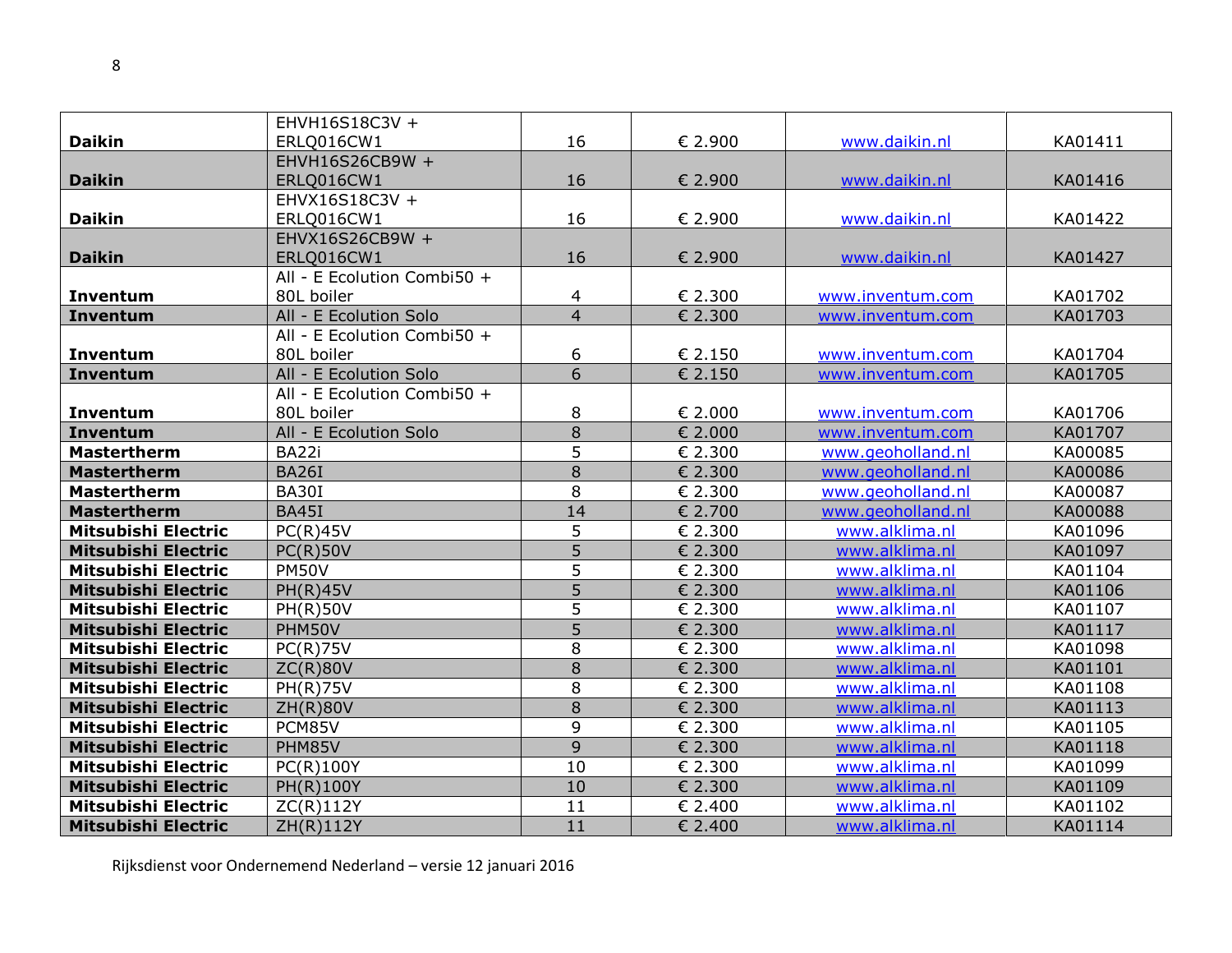| | | | | | |
|---|---|---|---|---|---|
| **Daikin** | EHVH16S18C3V + ERLQ016CW1 | 16 | € 2.900 | www.daikin.nl | KA01411 |
| **Daikin** | EHVH16S26CB9W + ERLQ016CW1 | 16 | € 2.900 | www.daikin.nl | KA01416 |
| **Daikin** | EHVX16S18C3V + ERLQ016CW1 | 16 | € 2.900 | www.daikin.nl | KA01422 |
| **Daikin** | EHVX16S26CB9W + ERLQ016CW1 | 16 | € 2.900 | www.daikin.nl | KA01427 |
| **Inventum** | All - E Ecolution Combi50 + 80L boiler | 4 | € 2.300 | www.inventum.com | KA01702 |
| **Inventum** | All - E Ecolution Solo | 4 | € 2.300 | www.inventum.com | KA01703 |
| **Inventum** | All - E Ecolution Combi50 + 80L boiler | 6 | € 2.150 | www.inventum.com | KA01704 |
| **Inventum** | All - E Ecolution Solo | 6 | € 2.150 | www.inventum.com | KA01705 |
| **Inventum** | All - E Ecolution Combi50 + 80L boiler | 8 | € 2.000 | www.inventum.com | KA01706 |
| **Inventum** | All - E Ecolution Solo | 8 | € 2.000 | www.inventum.com | KA01707 |
| **Mastertherm** | BA22i | 5 | € 2.300 | www.geoholland.nl | KA00085 |
| **Mastertherm** | BA26I | 8 | € 2.300 | www.geoholland.nl | KA00086 |
| **Mastertherm** | BA30I | 8 | € 2.300 | www.geoholland.nl | KA00087 |
| **Mastertherm** | BA45I | 14 | € 2.700 | www.geoholland.nl | KA00088 |
| **Mitsubishi Electric** | PC(R)45V | 5 | € 2.300 | www.alklima.nl | KA01096 |
| **Mitsubishi Electric** | PC(R)50V | 5 | € 2.300 | www.alklima.nl | KA01097 |
| **Mitsubishi Electric** | PM50V | 5 | € 2.300 | www.alklima.nl | KA01104 |
| **Mitsubishi Electric** | PH(R)45V | 5 | € 2.300 | www.alklima.nl | KA01106 |
| **Mitsubishi Electric** | PH(R)50V | 5 | € 2.300 | www.alklima.nl | KA01107 |
| **Mitsubishi Electric** | PHM50V | 5 | € 2.300 | www.alklima.nl | KA01117 |
| **Mitsubishi Electric** | PC(R)75V | 8 | € 2.300 | www.alklima.nl | KA01098 |
| **Mitsubishi Electric** | ZC(R)80V | 8 | € 2.300 | www.alklima.nl | KA01101 |
| **Mitsubishi Electric** | PH(R)75V | 8 | € 2.300 | www.alklima.nl | KA01108 |
| **Mitsubishi Electric** | ZH(R)80V | 8 | € 2.300 | www.alklima.nl | KA01113 |
| **Mitsubishi Electric** | PCM85V | 9 | € 2.300 | www.alklima.nl | KA01105 |
| **Mitsubishi Electric** | PHM85V | 9 | € 2.300 | www.alklima.nl | KA01118 |
| **Mitsubishi Electric** | PC(R)100Y | 10 | € 2.300 | www.alklima.nl | KA01099 |
| **Mitsubishi Electric** | PH(R)100Y | 10 | € 2.300 | www.alklima.nl | KA01109 |
| **Mitsubishi Electric** | ZC(R)112Y | 11 | € 2.400 | www.alklima.nl | KA01102 |
| **Mitsubishi Electric** | ZH(R)112Y | 11 | € 2.400 | www.alklima.nl | KA01114 |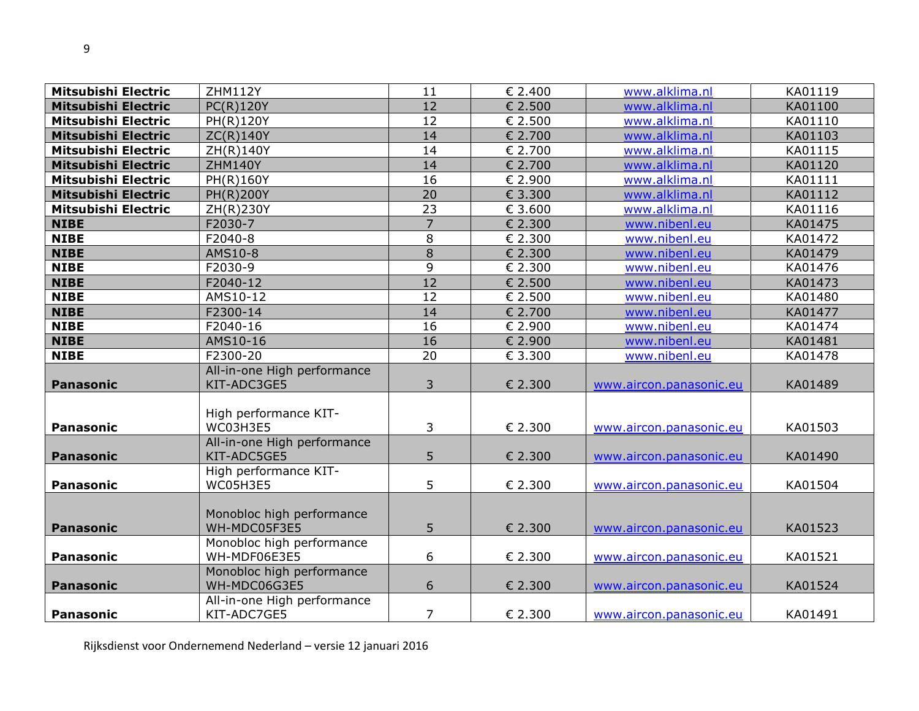| | | | | | |
|---|---|---|---|---|---|
| **Mitsubishi Electric** | ZHM112Y | 11 | € 2.400 | www.alklima.nl | KA01119 |
| **Mitsubishi Electric** | PC(R)120Y | 12 | € 2.500 | www.alklima.nl | KA01100 |
| **Mitsubishi Electric** | PH(R)120Y | 12 | € 2.500 | www.alklima.nl | KA01110 |
| **Mitsubishi Electric** | ZC(R)140Y | 14 | € 2.700 | www.alklima.nl | KA01103 |
| **Mitsubishi Electric** | ZH(R)140Y | 14 | € 2.700 | www.alklima.nl | KA01115 |
| **Mitsubishi Electric** | ZHM140Y | 14 | € 2.700 | www.alklima.nl | KA01120 |
| **Mitsubishi Electric** | PH(R)160Y | 16 | € 2.900 | www.alklima.nl | KA01111 |
| **Mitsubishi Electric** | PH(R)200Y | 20 | € 3.300 | www.alklima.nl | KA01112 |
| **Mitsubishi Electric** | ZH(R)230Y | 23 | € 3.600 | www.alklima.nl | KA01116 |
| **NIBE** | F2030-7 | 7 | € 2.300 | www.nibenl.eu | KA01475 |
| **NIBE** | F2040-8 | 8 | € 2.300 | www.nibenl.eu | KA01472 |
| **NIBE** | AMS10-8 | 8 | € 2.300 | www.nibenl.eu | KA01479 |
| **NIBE** | F2030-9 | 9 | € 2.300 | www.nibenl.eu | KA01476 |
| **NIBE** | F2040-12 | 12 | € 2.500 | www.nibenl.eu | KA01473 |
| **NIBE** | AMS10-12 | 12 | € 2.500 | www.nibenl.eu | KA01480 |
| **NIBE** | F2300-14 | 14 | € 2.700 | www.nibenl.eu | KA01477 |
| **NIBE** | F2040-16 | 16 | € 2.900 | www.nibenl.eu | KA01474 |
| **NIBE** | AMS10-16 | 16 | € 2.900 | www.nibenl.eu | KA01481 |
| **NIBE** | F2300-20 | 20 | € 3.300 | www.nibenl.eu | KA01478 |
| **Panasonic** | All-in-one High performance KIT-ADC3GE5 | 3 | € 2.300 | www.aircon.panasonic.eu | KA01489 |
| **Panasonic** | High performance KIT-WC03H3E5 | 3 | € 2.300 | www.aircon.panasonic.eu | KA01503 |
| **Panasonic** | All-in-one High performance KIT-ADC5GE5 | 5 | € 2.300 | www.aircon.panasonic.eu | KA01490 |
| **Panasonic** | High performance KIT-WC05H3E5 | 5 | € 2.300 | www.aircon.panasonic.eu | KA01504 |
| **Panasonic** | Monobloc high performance WH-MDC05F3E5 | 5 | € 2.300 | www.aircon.panasonic.eu | KA01523 |
| **Panasonic** | Monobloc high performance WH-MDF06E3E5 | 6 | € 2.300 | www.aircon.panasonic.eu | KA01521 |
| **Panasonic** | Monobloc high performance WH-MDC06G3E5 | 6 | € 2.300 | www.aircon.panasonic.eu | KA01524 |
| **Panasonic** | All-in-one High performance KIT-ADC7GE5 | 7 | € 2.300 | www.aircon.panasonic.eu | KA01491 |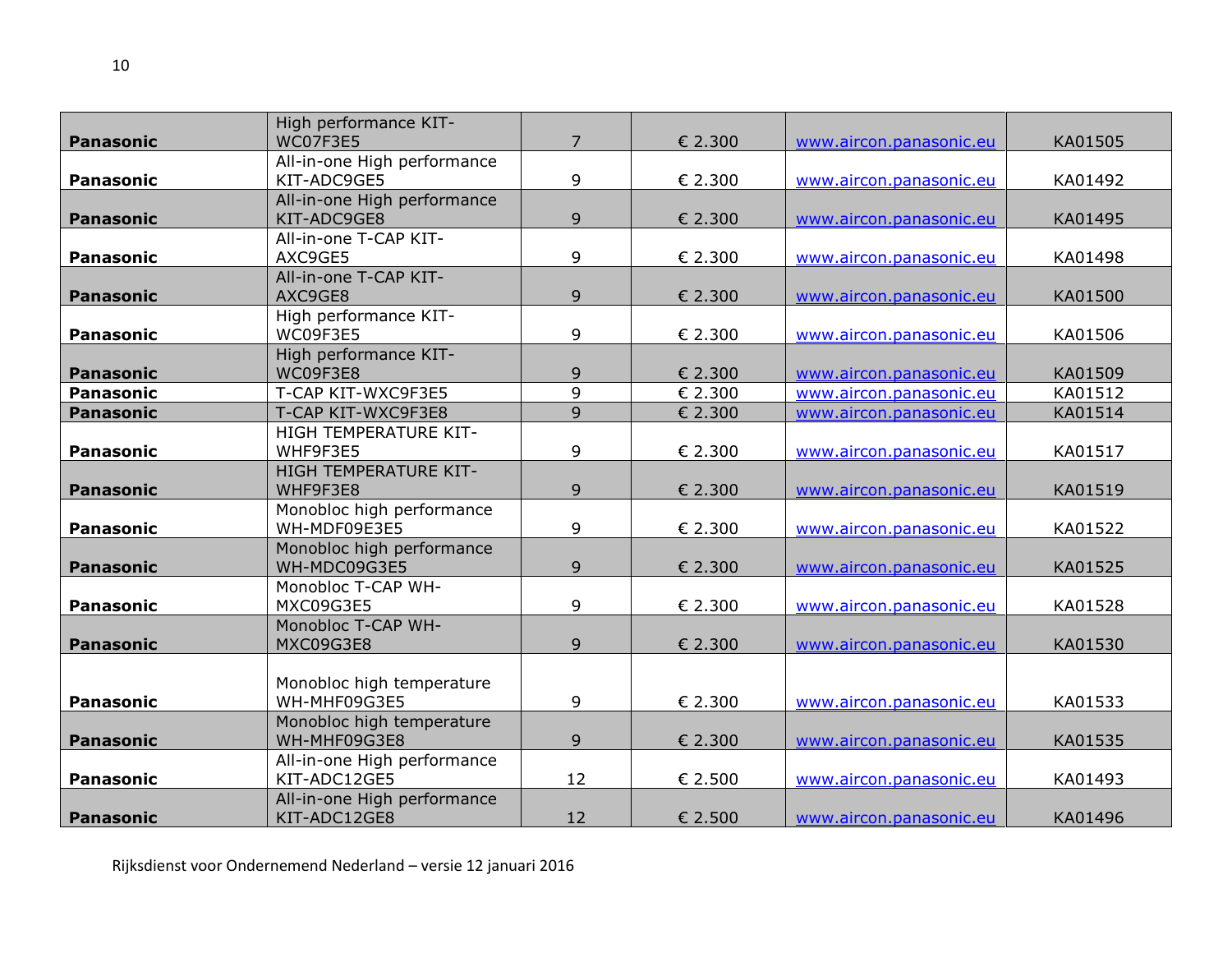| | | | | | |
|---|---|---|---|---|---|
| **Panasonic** | High performance KIT-WC07F3E5 | 7 | € 2.300 | www.aircon.panasonic.eu | KA01505 |
| **Panasonic** | All-in-one High performance KIT-ADC9GE5 | 9 | € 2.300 | www.aircon.panasonic.eu | KA01492 |
| **Panasonic** | All-in-one High performance KIT-ADC9GE8 | 9 | € 2.300 | www.aircon.panasonic.eu | KA01495 |
| **Panasonic** | All-in-one T-CAP KIT-AXC9GE5 | 9 | € 2.300 | www.aircon.panasonic.eu | KA01498 |
| **Panasonic** | All-in-one T-CAP KIT-AXC9GE8 | 9 | € 2.300 | www.aircon.panasonic.eu | KA01500 |
| **Panasonic** | High performance KIT-WC09F3E5 | 9 | € 2.300 | www.aircon.panasonic.eu | KA01506 |
| **Panasonic** | High performance KIT-WC09F3E8 | 9 | € 2.300 | www.aircon.panasonic.eu | KA01509 |
| **Panasonic** | T-CAP KIT-WXC9F3E5 | 9 | € 2.300 | www.aircon.panasonic.eu | KA01512 |
| **Panasonic** | T-CAP KIT-WXC9F3E8 | 9 | € 2.300 | www.aircon.panasonic.eu | KA01514 |
| **Panasonic** | HIGH TEMPERATURE KIT-WHF9F3E5 | 9 | € 2.300 | www.aircon.panasonic.eu | KA01517 |
| **Panasonic** | HIGH TEMPERATURE KIT-WHF9F3E8 | 9 | € 2.300 | www.aircon.panasonic.eu | KA01519 |
| **Panasonic** | Monobloc high performance WH-MDF09E3E5 | 9 | € 2.300 | www.aircon.panasonic.eu | KA01522 |
| **Panasonic** | Monobloc high performance WH-MDC09G3E5 | 9 | € 2.300 | www.aircon.panasonic.eu | KA01525 |
| **Panasonic** | Monobloc T-CAP WH-MXC09G3E5 | 9 | € 2.300 | www.aircon.panasonic.eu | KA01528 |
| **Panasonic** | Monobloc T-CAP WH-MXC09G3E8 | 9 | € 2.300 | www.aircon.panasonic.eu | KA01530 |
| **Panasonic** | Monobloc high temperature WH-MHF09G3E5 | 9 | € 2.300 | www.aircon.panasonic.eu | KA01533 |
| **Panasonic** | Monobloc high temperature WH-MHF09G3E8 | 9 | € 2.300 | www.aircon.panasonic.eu | KA01535 |
| **Panasonic** | All-in-one High performance KIT-ADC12GE5 | 12 | € 2.500 | www.aircon.panasonic.eu | KA01493 |
| **Panasonic** | All-in-one High performance KIT-ADC12GE8 | 12 | € 2.500 | www.aircon.panasonic.eu | KA01496 |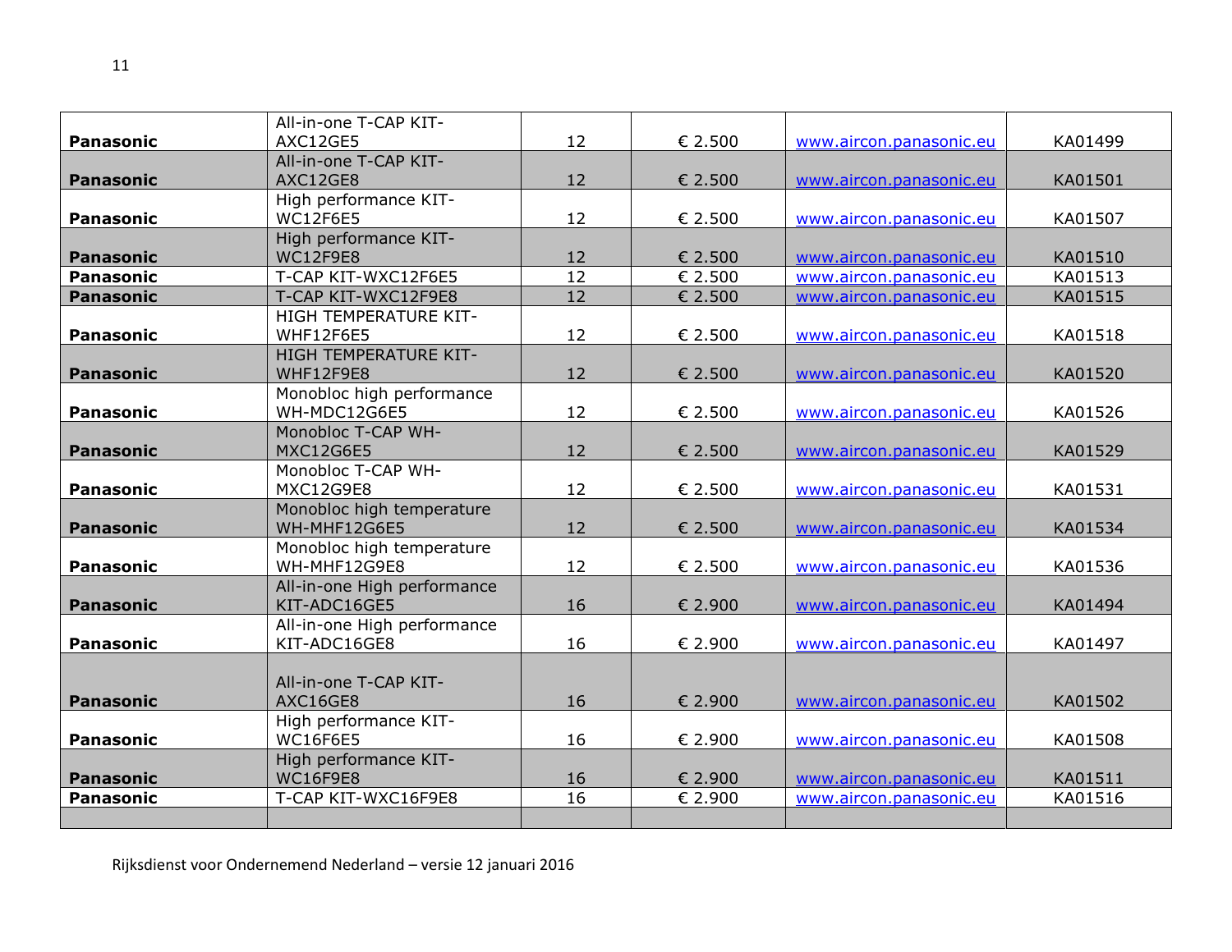| | | | | | |
|---|---|---|---|---|---|
| **Panasonic** | All-in-one T-CAP KIT-AXC12GE5 | 12 | € 2.500 | www.aircon.panasonic.eu | KA01499 |
| **Panasonic** | All-in-one T-CAP KIT-AXC12GE8 | 12 | € 2.500 | www.aircon.panasonic.eu | KA01501 |
| **Panasonic** | High performance KIT-WC12F6E5 | 12 | € 2.500 | www.aircon.panasonic.eu | KA01507 |
| **Panasonic** | High performance KIT-WC12F9E8 | 12 | € 2.500 | www.aircon.panasonic.eu | KA01510 |
| **Panasonic** | T-CAP KIT-WXC12F6E5 | 12 | € 2.500 | www.aircon.panasonic.eu | KA01513 |
| **Panasonic** | T-CAP KIT-WXC12F9E8 | 12 | € 2.500 | www.aircon.panasonic.eu | KA01515 |
| **Panasonic** | HIGH TEMPERATURE KIT-WHF12F6E5 | 12 | € 2.500 | www.aircon.panasonic.eu | KA01518 |
| **Panasonic** | HIGH TEMPERATURE KIT-WHF12F9E8 | 12 | € 2.500 | www.aircon.panasonic.eu | KA01520 |
| **Panasonic** | Monobloc high performance WH-MDC12G6E5 | 12 | € 2.500 | www.aircon.panasonic.eu | KA01526 |
| **Panasonic** | Monobloc T-CAP WH-MXC12G6E5 | 12 | € 2.500 | www.aircon.panasonic.eu | KA01529 |
| **Panasonic** | Monobloc T-CAP WH-MXC12G9E8 | 12 | € 2.500 | www.aircon.panasonic.eu | KA01531 |
| **Panasonic** | Monobloc high temperature WH-MHF12G6E5 | 12 | € 2.500 | www.aircon.panasonic.eu | KA01534 |
| **Panasonic** | Monobloc high temperature WH-MHF12G9E8 | 12 | € 2.500 | www.aircon.panasonic.eu | KA01536 |
| **Panasonic** | All-in-one High performance KIT-ADC16GE5 | 16 | € 2.900 | www.aircon.panasonic.eu | KA01494 |
| **Panasonic** | All-in-one High performance KIT-ADC16GE8 | 16 | € 2.900 | www.aircon.panasonic.eu | KA01497 |
| **Panasonic** | All-in-one T-CAP KIT-AXC16GE8 | 16 | € 2.900 | www.aircon.panasonic.eu | KA01502 |
| **Panasonic** | High performance KIT-WC16F6E5 | 16 | € 2.900 | www.aircon.panasonic.eu | KA01508 |
| **Panasonic** | High performance KIT-WC16F9E8 | 16 | € 2.900 | www.aircon.panasonic.eu | KA01511 |
| **Panasonic** | T-CAP KIT-WXC16F9E8 | 16 | € 2.900 | www.aircon.panasonic.eu | KA01516 |
| | | | | | |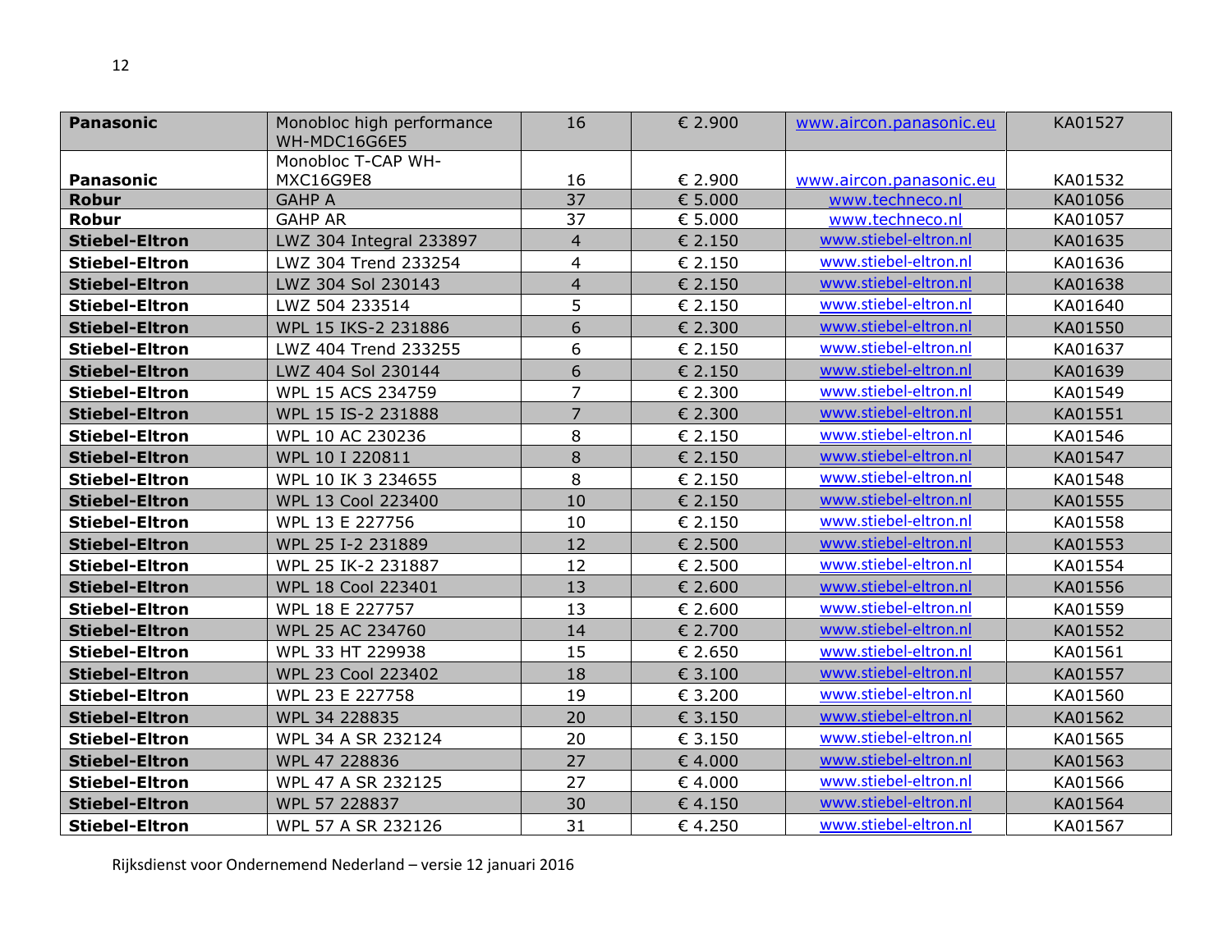| **Panasonic** | Monobloc high performance WH-MDC16G6E5 | 16 | € 2.900 | www.aircon.panasonic.eu | KA01527 |
|---|---|---|---|---|---|
| **Panasonic** | Monobloc T-CAP WH-MXC16G9E8 | 16 | € 2.900 | www.aircon.panasonic.eu | KA01532 |
| **Robur** | GAHP A | 37 | € 5.000 | www.techneco.nl | KA01056 |
| **Robur** | GAHP AR | 37 | € 5.000 | www.techneco.nl | KA01057 |
| **Stiebel-Eltron** | LWZ 304 Integral 233897 | 4 | € 2.150 | www.stiebel-eltron.nl | KA01635 |
| **Stiebel-Eltron** | LWZ 304 Trend 233254 | 4 | € 2.150 | www.stiebel-eltron.nl | KA01636 |
| **Stiebel-Eltron** | LWZ 304 Sol 230143 | 4 | € 2.150 | www.stiebel-eltron.nl | KA01638 |
| **Stiebel-Eltron** | LWZ 504 233514 | 5 | € 2.150 | www.stiebel-eltron.nl | KA01640 |
| **Stiebel-Eltron** | WPL 15 IKS-2 231886 | 6 | € 2.300 | www.stiebel-eltron.nl | KA01550 |
| **Stiebel-Eltron** | LWZ 404 Trend 233255 | 6 | € 2.150 | www.stiebel-eltron.nl | KA01637 |
| **Stiebel-Eltron** | LWZ 404 Sol 230144 | 6 | € 2.150 | www.stiebel-eltron.nl | KA01639 |
| **Stiebel-Eltron** | WPL 15 ACS 234759 | 7 | € 2.300 | www.stiebel-eltron.nl | KA01549 |
| **Stiebel-Eltron** | WPL 15 IS-2 231888 | 7 | € 2.300 | www.stiebel-eltron.nl | KA01551 |
| **Stiebel-Eltron** | WPL 10 AC 230236 | 8 | € 2.150 | www.stiebel-eltron.nl | KA01546 |
| **Stiebel-Eltron** | WPL 10 I 220811 | 8 | € 2.150 | www.stiebel-eltron.nl | KA01547 |
| **Stiebel-Eltron** | WPL 10 IK 3 234655 | 8 | € 2.150 | www.stiebel-eltron.nl | KA01548 |
| **Stiebel-Eltron** | WPL 13 Cool 223400 | 10 | € 2.150 | www.stiebel-eltron.nl | KA01555 |
| **Stiebel-Eltron** | WPL 13 E 227756 | 10 | € 2.150 | www.stiebel-eltron.nl | KA01558 |
| **Stiebel-Eltron** | WPL 25 I-2 231889 | 12 | € 2.500 | www.stiebel-eltron.nl | KA01553 |
| **Stiebel-Eltron** | WPL 25 IK-2 231887 | 12 | € 2.500 | www.stiebel-eltron.nl | KA01554 |
| **Stiebel-Eltron** | WPL 18 Cool 223401 | 13 | € 2.600 | www.stiebel-eltron.nl | KA01556 |
| **Stiebel-Eltron** | WPL 18 E 227757 | 13 | € 2.600 | www.stiebel-eltron.nl | KA01559 |
| **Stiebel-Eltron** | WPL 25 AC 234760 | 14 | € 2.700 | www.stiebel-eltron.nl | KA01552 |
| **Stiebel-Eltron** | WPL 33 HT 229938 | 15 | € 2.650 | www.stiebel-eltron.nl | KA01561 |
| **Stiebel-Eltron** | WPL 23 Cool 223402 | 18 | € 3.100 | www.stiebel-eltron.nl | KA01557 |
| **Stiebel-Eltron** | WPL 23 E 227758 | 19 | € 3.200 | www.stiebel-eltron.nl | KA01560 |
| **Stiebel-Eltron** | WPL 34 228835 | 20 | € 3.150 | www.stiebel-eltron.nl | KA01562 |
| **Stiebel-Eltron** | WPL 34 A SR 232124 | 20 | € 3.150 | www.stiebel-eltron.nl | KA01565 |
| **Stiebel-Eltron** | WPL 47 228836 | 27 | € 4.000 | www.stiebel-eltron.nl | KA01563 |
| **Stiebel-Eltron** | WPL 47 A SR 232125 | 27 | € 4.000 | www.stiebel-eltron.nl | KA01566 |
| **Stiebel-Eltron** | WPL 57 228837 | 30 | € 4.150 | www.stiebel-eltron.nl | KA01564 |
| **Stiebel-Eltron** | WPL 57 A SR 232126 | 31 | € 4.250 | www.stiebel-eltron.nl | KA01567 |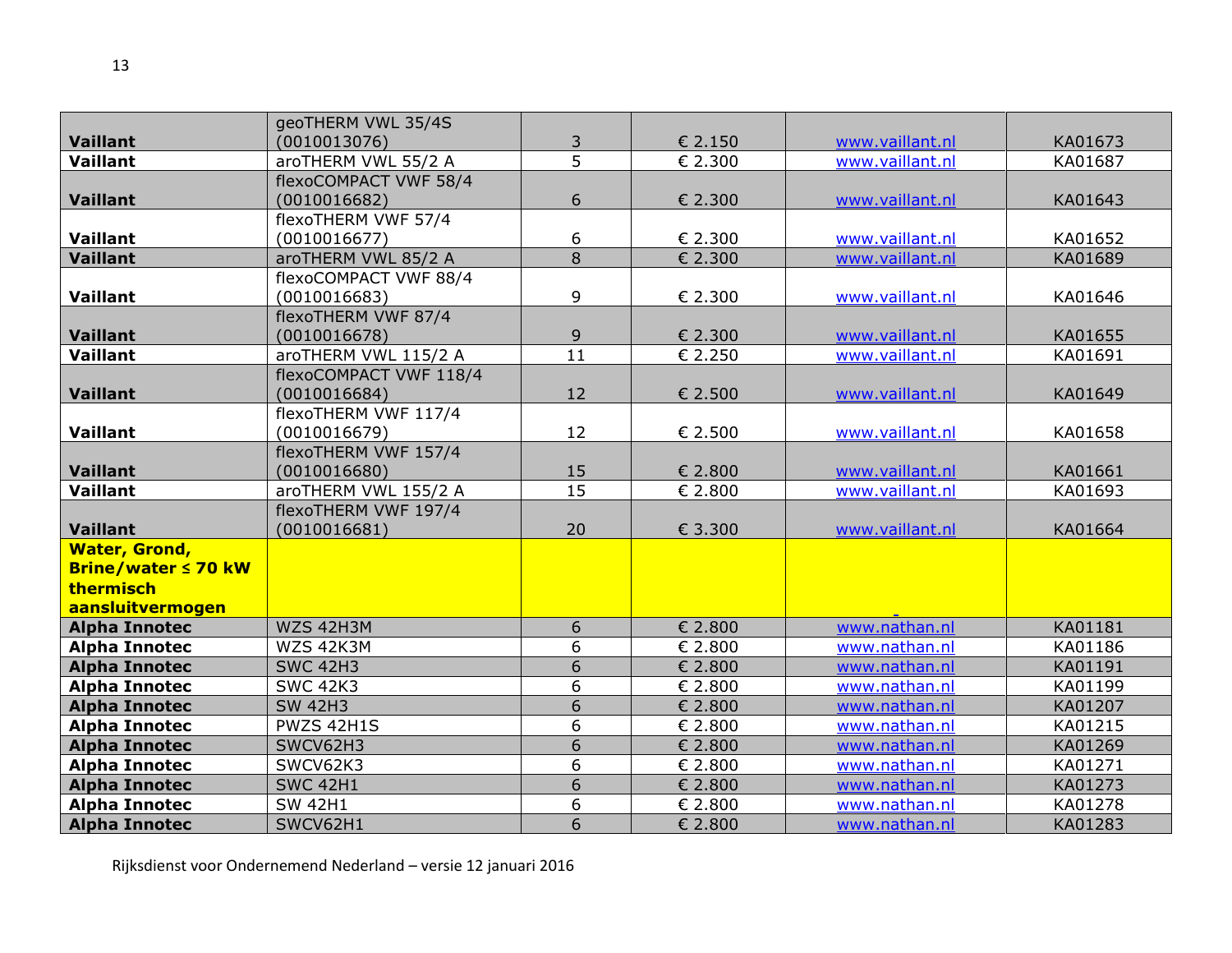| | | | | | |
|---|---|---|---|---|---|
| **Vaillant** | geoTHERM VWL 35/4S (0010013076) | 3 | € 2.150 | www.vaillant.nl | KA01673 |
| **Vaillant** | aroTHERM VWL 55/2 A | 5 | € 2.300 | www.vaillant.nl | KA01687 |
| **Vaillant** | flexoCOMPACT VWF 58/4 (0010016682) | 6 | € 2.300 | www.vaillant.nl | KA01643 |
| **Vaillant** | flexoTHERM VWF 57/4 (0010016677) | 6 | € 2.300 | www.vaillant.nl | KA01652 |
| **Vaillant** | aroTHERM VWL 85/2 A | 8 | € 2.300 | www.vaillant.nl | KA01689 |
| **Vaillant** | flexoCOMPACT VWF 88/4 (0010016683) | 9 | € 2.300 | www.vaillant.nl | KA01646 |
| **Vaillant** | flexoTHERM VWF 87/4 (0010016678) | 9 | € 2.300 | www.vaillant.nl | KA01655 |
| **Vaillant** | aroTHERM VWL 115/2 A | 11 | € 2.250 | www.vaillant.nl | KA01691 |
| **Vaillant** | flexoCOMPACT VWF 118/4 (0010016684) | 12 | € 2.500 | www.vaillant.nl | KA01649 |
| **Vaillant** | flexoTHERM VWF 117/4 (0010016679) | 12 | € 2.500 | www.vaillant.nl | KA01658 |
| **Vaillant** | flexoTHERM VWF 157/4 (0010016680) | 15 | € 2.800 | www.vaillant.nl | KA01661 |
| **Vaillant** | aroTHERM VWL 155/2 A | 15 | € 2.800 | www.vaillant.nl | KA01693 |
| **Vaillant** | flexoTHERM VWF 197/4 (0010016681) | 20 | € 3.300 | www.vaillant.nl | KA01664 |
| **Water, Grond, Brine/water ≤ 70 kW thermisch aansluitvermogen** | | | | | |
| **Alpha Innotec** | WZS 42H3M | 6 | € 2.800 | www.nathan.nl | KA01181 |
| **Alpha Innotec** | WZS 42K3M | 6 | € 2.800 | www.nathan.nl | KA01186 |
| **Alpha Innotec** | SWC 42H3 | 6 | € 2.800 | www.nathan.nl | KA01191 |
| **Alpha Innotec** | SWC 42K3 | 6 | € 2.800 | www.nathan.nl | KA01199 |
| **Alpha Innotec** | SW 42H3 | 6 | € 2.800 | www.nathan.nl | KA01207 |
| **Alpha Innotec** | PWZS 42H1S | 6 | € 2.800 | www.nathan.nl | KA01215 |
| **Alpha Innotec** | SWCV62H3 | 6 | € 2.800 | www.nathan.nl | KA01269 |
| **Alpha Innotec** | SWCV62K3 | 6 | € 2.800 | www.nathan.nl | KA01271 |
| **Alpha Innotec** | SWC 42H1 | 6 | € 2.800 | www.nathan.nl | KA01273 |
| **Alpha Innotec** | SW 42H1 | 6 | € 2.800 | www.nathan.nl | KA01278 |
| **Alpha Innotec** | SWCV62H1 | 6 | € 2.800 | www.nathan.nl | KA01283 |

Rijksdienst voor Ondernemend Nederland – versie 12 januari 2016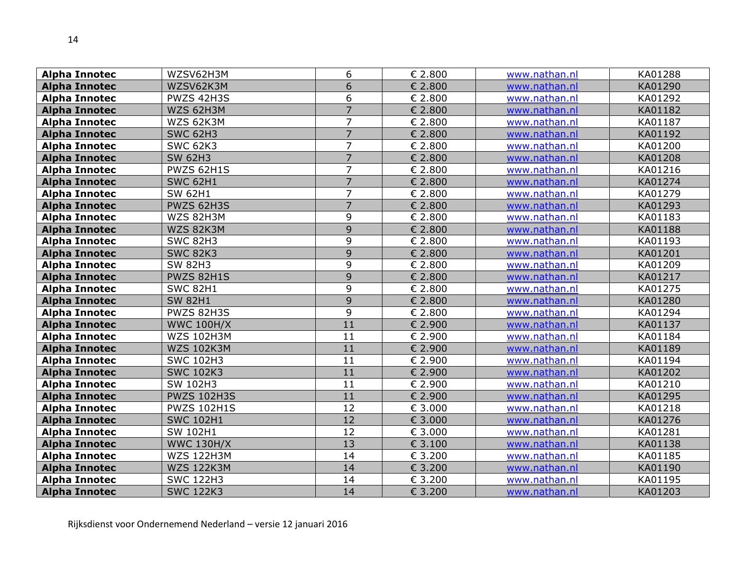| | | | | | |
|---|---|---|---|---|---|
| **Alpha Innotec** | WZSV62H3M | 6 | € 2.800 | www.nathan.nl | KA01288 |
| **Alpha Innotec** | WZSV62K3M | 6 | € 2.800 | www.nathan.nl | KA01290 |
| **Alpha Innotec** | PWZS 42H3S | 6 | € 2.800 | www.nathan.nl | KA01292 |
| **Alpha Innotec** | WZS 62H3M | 7 | € 2.800 | www.nathan.nl | KA01182 |
| **Alpha Innotec** | WZS 62K3M | 7 | € 2.800 | www.nathan.nl | KA01187 |
| **Alpha Innotec** | SWC 62H3 | 7 | € 2.800 | www.nathan.nl | KA01192 |
| **Alpha Innotec** | SWC 62K3 | 7 | € 2.800 | www.nathan.nl | KA01200 |
| **Alpha Innotec** | SW 62H3 | 7 | € 2.800 | www.nathan.nl | KA01208 |
| **Alpha Innotec** | PWZS 62H1S | 7 | € 2.800 | www.nathan.nl | KA01216 |
| **Alpha Innotec** | SWC 62H1 | 7 | € 2.800 | www.nathan.nl | KA01274 |
| **Alpha Innotec** | SW 62H1 | 7 | € 2.800 | www.nathan.nl | KA01279 |
| **Alpha Innotec** | PWZS 62H3S | 7 | € 2.800 | www.nathan.nl | KA01293 |
| **Alpha Innotec** | WZS 82H3M | 9 | € 2.800 | www.nathan.nl | KA01183 |
| **Alpha Innotec** | WZS 82K3M | 9 | € 2.800 | www.nathan.nl | KA01188 |
| **Alpha Innotec** | SWC 82H3 | 9 | € 2.800 | www.nathan.nl | KA01193 |
| **Alpha Innotec** | SWC 82K3 | 9 | € 2.800 | www.nathan.nl | KA01201 |
| **Alpha Innotec** | SW 82H3 | 9 | € 2.800 | www.nathan.nl | KA01209 |
| **Alpha Innotec** | PWZS 82H1S | 9 | € 2.800 | www.nathan.nl | KA01217 |
| **Alpha Innotec** | SWC 82H1 | 9 | € 2.800 | www.nathan.nl | KA01275 |
| **Alpha Innotec** | SW 82H1 | 9 | € 2.800 | www.nathan.nl | KA01280 |
| **Alpha Innotec** | PWZS 82H3S | 9 | € 2.800 | www.nathan.nl | KA01294 |
| **Alpha Innotec** | WWC 100H/X | 11 | € 2.900 | www.nathan.nl | KA01137 |
| **Alpha Innotec** | WZS 102H3M | 11 | € 2.900 | www.nathan.nl | KA01184 |
| **Alpha Innotec** | WZS 102K3M | 11 | € 2.900 | www.nathan.nl | KA01189 |
| **Alpha Innotec** | SWC 102H3 | 11 | € 2.900 | www.nathan.nl | KA01194 |
| **Alpha Innotec** | SWC 102K3 | 11 | € 2.900 | www.nathan.nl | KA01202 |
| **Alpha Innotec** | SW 102H3 | 11 | € 2.900 | www.nathan.nl | KA01210 |
| **Alpha Innotec** | PWZS 102H3S | 11 | € 2.900 | www.nathan.nl | KA01295 |
| **Alpha Innotec** | PWZS 102H1S | 12 | € 3.000 | www.nathan.nl | KA01218 |
| **Alpha Innotec** | SWC 102H1 | 12 | € 3.000 | www.nathan.nl | KA01276 |
| **Alpha Innotec** | SW 102H1 | 12 | € 3.000 | www.nathan.nl | KA01281 |
| **Alpha Innotec** | WWC 130H/X | 13 | € 3.100 | www.nathan.nl | KA01138 |
| **Alpha Innotec** | WZS 122H3M | 14 | € 3.200 | www.nathan.nl | KA01185 |
| **Alpha Innotec** | WZS 122K3M | 14 | € 3.200 | www.nathan.nl | KA01190 |
| **Alpha Innotec** | SWC 122H3 | 14 | € 3.200 | www.nathan.nl | KA01195 |
| **Alpha Innotec** | SWC 122K3 | 14 | € 3.200 | www.nathan.nl | KA01203 |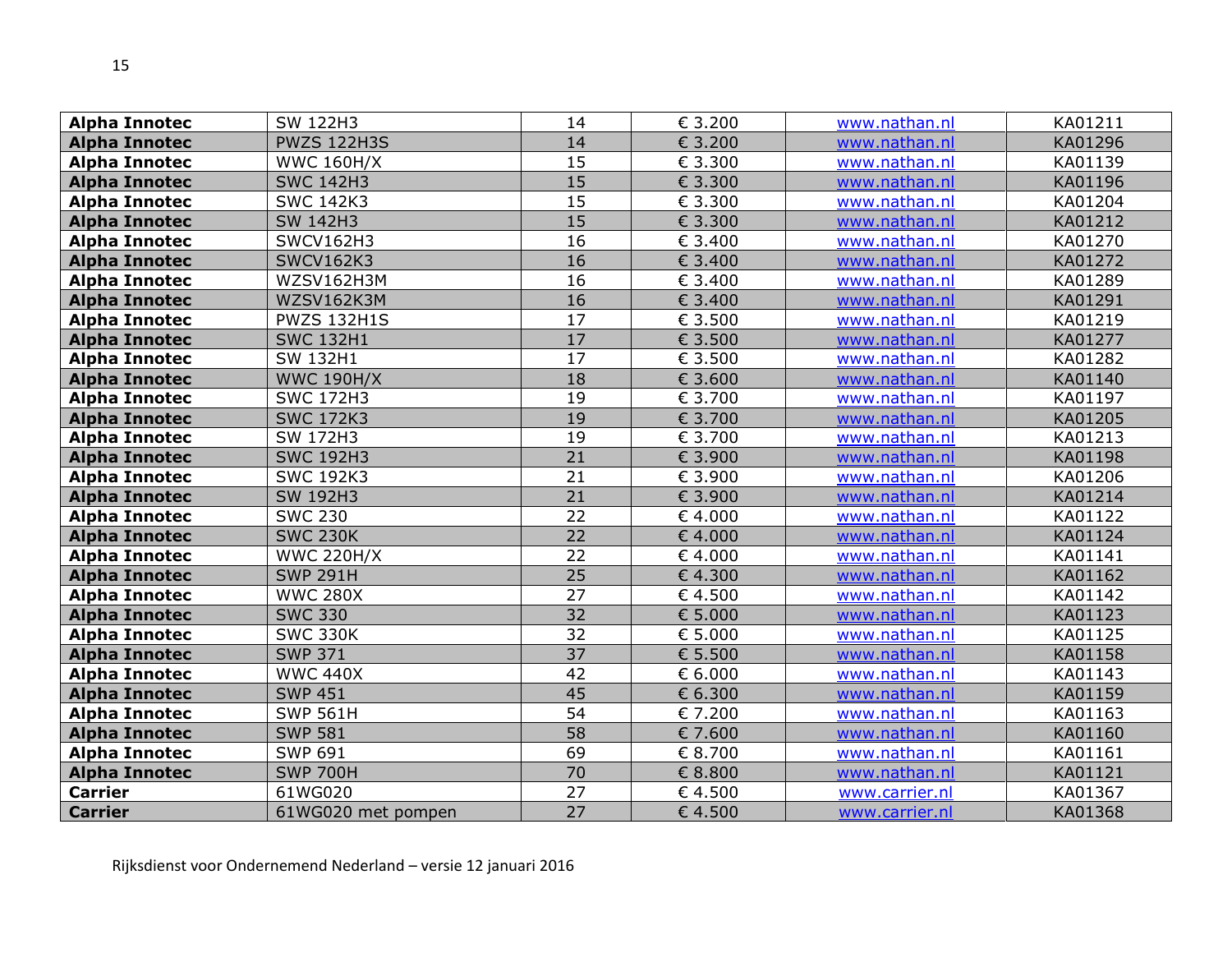| | | | | | |
|---|---|---|---|---|---|
| **Alpha Innotec** | SW 122H3 | 14 | € 3.200 | www.nathan.nl | KA01211 |
| **Alpha Innotec** | PWZS 122H3S | 14 | € 3.200 | www.nathan.nl | KA01296 |
| **Alpha Innotec** | WWC 160H/X | 15 | € 3.300 | www.nathan.nl | KA01139 |
| **Alpha Innotec** | SWC 142H3 | 15 | € 3.300 | www.nathan.nl | KA01196 |
| **Alpha Innotec** | SWC 142K3 | 15 | € 3.300 | www.nathan.nl | KA01204 |
| **Alpha Innotec** | SW 142H3 | 15 | € 3.300 | www.nathan.nl | KA01212 |
| **Alpha Innotec** | SWCV162H3 | 16 | € 3.400 | www.nathan.nl | KA01270 |
| **Alpha Innotec** | SWCV162K3 | 16 | € 3.400 | www.nathan.nl | KA01272 |
| **Alpha Innotec** | WZSV162H3M | 16 | € 3.400 | www.nathan.nl | KA01289 |
| **Alpha Innotec** | WZSV162K3M | 16 | € 3.400 | www.nathan.nl | KA01291 |
| **Alpha Innotec** | PWZS 132H1S | 17 | € 3.500 | www.nathan.nl | KA01219 |
| **Alpha Innotec** | SWC 132H1 | 17 | € 3.500 | www.nathan.nl | KA01277 |
| **Alpha Innotec** | SW 132H1 | 17 | € 3.500 | www.nathan.nl | KA01282 |
| **Alpha Innotec** | WWC 190H/X | 18 | € 3.600 | www.nathan.nl | KA01140 |
| **Alpha Innotec** | SWC 172H3 | 19 | € 3.700 | www.nathan.nl | KA01197 |
| **Alpha Innotec** | SWC 172K3 | 19 | € 3.700 | www.nathan.nl | KA01205 |
| **Alpha Innotec** | SW 172H3 | 19 | € 3.700 | www.nathan.nl | KA01213 |
| **Alpha Innotec** | SWC 192H3 | 21 | € 3.900 | www.nathan.nl | KA01198 |
| **Alpha Innotec** | SWC 192K3 | 21 | € 3.900 | www.nathan.nl | KA01206 |
| **Alpha Innotec** | SW 192H3 | 21 | € 3.900 | www.nathan.nl | KA01214 |
| **Alpha Innotec** | SWC 230 | 22 | € 4.000 | www.nathan.nl | KA01122 |
| **Alpha Innotec** | SWC 230K | 22 | € 4.000 | www.nathan.nl | KA01124 |
| **Alpha Innotec** | WWC 220H/X | 22 | € 4.000 | www.nathan.nl | KA01141 |
| **Alpha Innotec** | SWP 291H | 25 | € 4.300 | www.nathan.nl | KA01162 |
| **Alpha Innotec** | WWC 280X | 27 | € 4.500 | www.nathan.nl | KA01142 |
| **Alpha Innotec** | SWC 330 | 32 | € 5.000 | www.nathan.nl | KA01123 |
| **Alpha Innotec** | SWC 330K | 32 | € 5.000 | www.nathan.nl | KA01125 |
| **Alpha Innotec** | SWP 371 | 37 | € 5.500 | www.nathan.nl | KA01158 |
| **Alpha Innotec** | WWC 440X | 42 | € 6.000 | www.nathan.nl | KA01143 |
| **Alpha Innotec** | SWP 451 | 45 | € 6.300 | www.nathan.nl | KA01159 |
| **Alpha Innotec** | SWP 561H | 54 | € 7.200 | www.nathan.nl | KA01163 |
| **Alpha Innotec** | SWP 581 | 58 | € 7.600 | www.nathan.nl | KA01160 |
| **Alpha Innotec** | SWP 691 | 69 | € 8.700 | www.nathan.nl | KA01161 |
| **Alpha Innotec** | SWP 700H | 70 | € 8.800 | www.nathan.nl | KA01121 |
| **Carrier** | 61WG020 | 27 | € 4.500 | www.carrier.nl | KA01367 |
| **Carrier** | 61WG020 met pompen | 27 | € 4.500 | www.carrier.nl | KA01368 |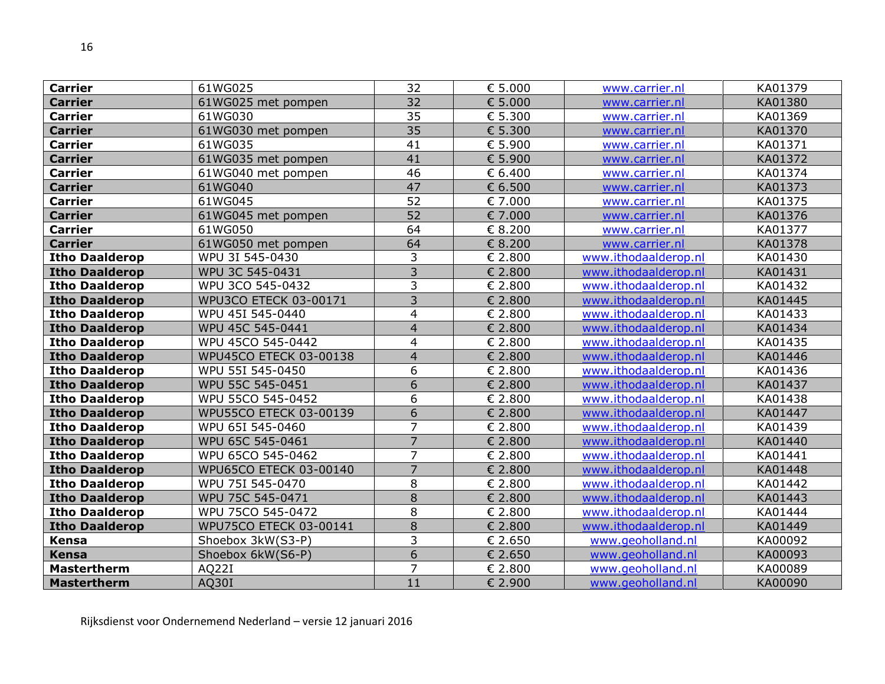| **Carrier** | 61WG025 | 32 | € 5.000 | www.carrier.nl | KA01379 |
|---|---|---|---|---|---|
| **Carrier** | 61WG025 met pompen | 32 | € 5.000 | www.carrier.nl | KA01380 |
| **Carrier** | 61WG030 | 35 | € 5.300 | www.carrier.nl | KA01369 |
| **Carrier** | 61WG030 met pompen | 35 | € 5.300 | www.carrier.nl | KA01370 |
| **Carrier** | 61WG035 | 41 | € 5.900 | www.carrier.nl | KA01371 |
| **Carrier** | 61WG035 met pompen | 41 | € 5.900 | www.carrier.nl | KA01372 |
| **Carrier** | 61WG040 met pompen | 46 | € 6.400 | www.carrier.nl | KA01374 |
| **Carrier** | 61WG040 | 47 | € 6.500 | www.carrier.nl | KA01373 |
| **Carrier** | 61WG045 | 52 | € 7.000 | www.carrier.nl | KA01375 |
| **Carrier** | 61WG045 met pompen | 52 | € 7.000 | www.carrier.nl | KA01376 |
| **Carrier** | 61WG050 | 64 | € 8.200 | www.carrier.nl | KA01377 |
| **Carrier** | 61WG050 met pompen | 64 | € 8.200 | www.carrier.nl | KA01378 |
| **Itho Daalderop** | WPU 3I 545-0430 | 3 | € 2.800 | www.ithodaalderop.nl | KA01430 |
| **Itho Daalderop** | WPU 3C 545-0431 | 3 | € 2.800 | www.ithodaalderop.nl | KA01431 |
| **Itho Daalderop** | WPU 3CO 545-0432 | 3 | € 2.800 | www.ithodaalderop.nl | KA01432 |
| **Itho Daalderop** | WPU3CO ETECK 03-00171 | 3 | € 2.800 | www.ithodaalderop.nl | KA01445 |
| **Itho Daalderop** | WPU 45I 545-0440 | 4 | € 2.800 | www.ithodaalderop.nl | KA01433 |
| **Itho Daalderop** | WPU 45C 545-0441 | 4 | € 2.800 | www.ithodaalderop.nl | KA01434 |
| **Itho Daalderop** | WPU 45CO 545-0442 | 4 | € 2.800 | www.ithodaalderop.nl | KA01435 |
| **Itho Daalderop** | WPU45CO ETECK 03-00138 | 4 | € 2.800 | www.ithodaalderop.nl | KA01446 |
| **Itho Daalderop** | WPU 55I 545-0450 | 6 | € 2.800 | www.ithodaalderop.nl | KA01436 |
| **Itho Daalderop** | WPU 55C 545-0451 | 6 | € 2.800 | www.ithodaalderop.nl | KA01437 |
| **Itho Daalderop** | WPU 55CO 545-0452 | 6 | € 2.800 | www.ithodaalderop.nl | KA01438 |
| **Itho Daalderop** | WPU55CO ETECK 03-00139 | 6 | € 2.800 | www.ithodaalderop.nl | KA01447 |
| **Itho Daalderop** | WPU 65I 545-0460 | 7 | € 2.800 | www.ithodaalderop.nl | KA01439 |
| **Itho Daalderop** | WPU 65C 545-0461 | 7 | € 2.800 | www.ithodaalderop.nl | KA01440 |
| **Itho Daalderop** | WPU 65CO 545-0462 | 7 | € 2.800 | www.ithodaalderop.nl | KA01441 |
| **Itho Daalderop** | WPU65CO ETECK 03-00140 | 7 | € 2.800 | www.ithodaalderop.nl | KA01448 |
| **Itho Daalderop** | WPU 75I 545-0470 | 8 | € 2.800 | www.ithodaalderop.nl | KA01442 |
| **Itho Daalderop** | WPU 75C 545-0471 | 8 | € 2.800 | www.ithodaalderop.nl | KA01443 |
| **Itho Daalderop** | WPU 75CO 545-0472 | 8 | € 2.800 | www.ithodaalderop.nl | KA01444 |
| **Itho Daalderop** | WPU75CO ETECK 03-00141 | 8 | € 2.800 | www.ithodaalderop.nl | KA01449 |
| **Kensa** | Shoebox 3kW(S3-P) | 3 | € 2.650 | www.geoholland.nl | KA00092 |
| **Kensa** | Shoebox 6kW(S6-P) | 6 | € 2.650 | www.geoholland.nl | KA00093 |
| **Mastertherm** | AQ22I | 7 | € 2.800 | www.geoholland.nl | KA00089 |
| **Mastertherm** | AQ30I | 11 | € 2.900 | www.geoholland.nl | KA00090 |

Rijksdienst voor Ondernemend Nederland – versie 12 januari 2016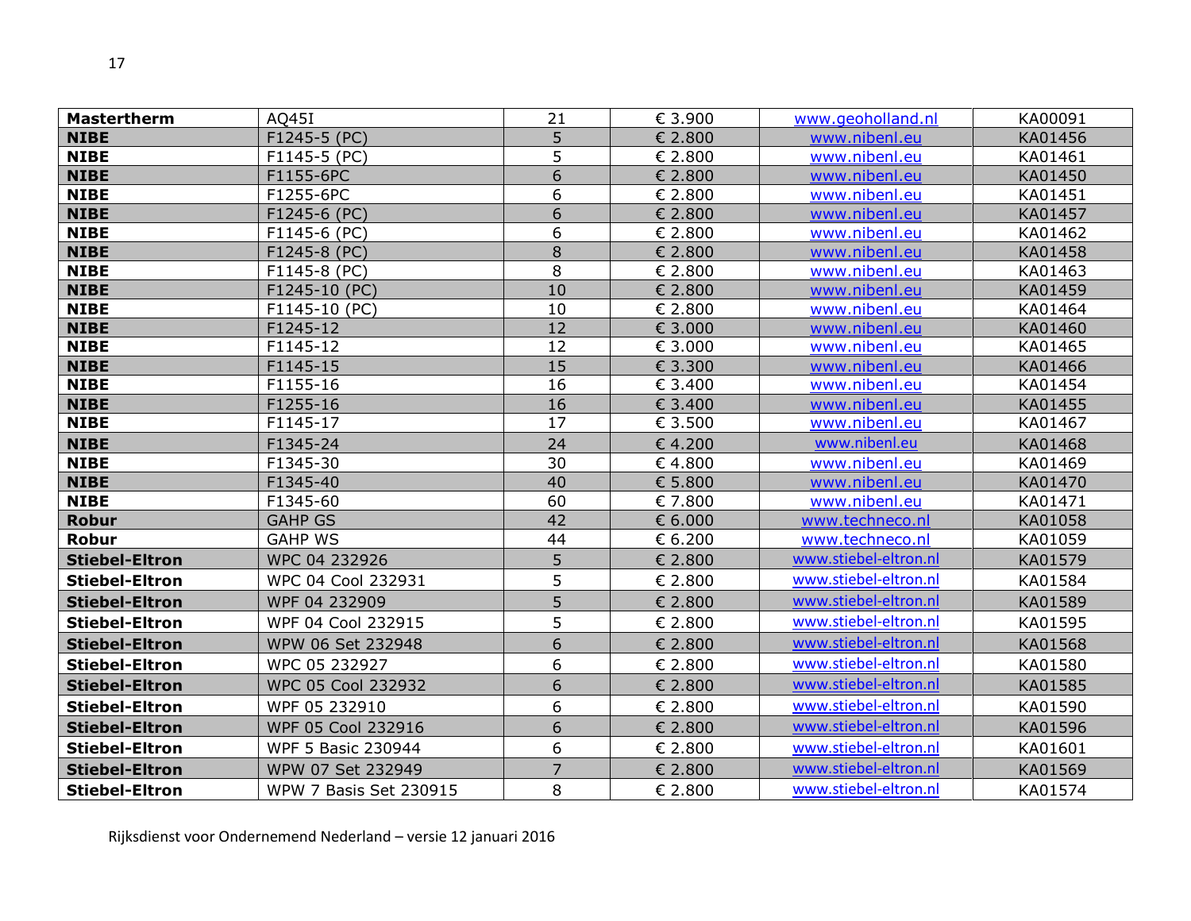| | | | | | |
|---|---|---|---|---|---|
| **Mastertherm** | AQ45I | 21 | € 3.900 | www.geoholland.nl | KA00091 |
| **NIBE** | F1245-5 (PC) | 5 | € 2.800 | www.nibenl.eu | KA01456 |
| **NIBE** | F1145-5 (PC) | 5 | € 2.800 | www.nibenl.eu | KA01461 |
| **NIBE** | F1155-6PC | 6 | € 2.800 | www.nibenl.eu | KA01450 |
| **NIBE** | F1255-6PC | 6 | € 2.800 | www.nibenl.eu | KA01451 |
| **NIBE** | F1245-6 (PC) | 6 | € 2.800 | www.nibenl.eu | KA01457 |
| **NIBE** | F1145-6 (PC) | 6 | € 2.800 | www.nibenl.eu | KA01462 |
| **NIBE** | F1245-8 (PC) | 8 | € 2.800 | www.nibenl.eu | KA01458 |
| **NIBE** | F1145-8 (PC) | 8 | € 2.800 | www.nibenl.eu | KA01463 |
| **NIBE** | F1245-10 (PC) | 10 | € 2.800 | www.nibenl.eu | KA01459 |
| **NIBE** | F1145-10 (PC) | 10 | € 2.800 | www.nibenl.eu | KA01464 |
| **NIBE** | F1245-12 | 12 | € 3.000 | www.nibenl.eu | KA01460 |
| **NIBE** | F1145-12 | 12 | € 3.000 | www.nibenl.eu | KA01465 |
| **NIBE** | F1145-15 | 15 | € 3.300 | www.nibenl.eu | KA01466 |
| **NIBE** | F1155-16 | 16 | € 3.400 | www.nibenl.eu | KA01454 |
| **NIBE** | F1255-16 | 16 | € 3.400 | www.nibenl.eu | KA01455 |
| **NIBE** | F1145-17 | 17 | € 3.500 | www.nibenl.eu | KA01467 |
| **NIBE** | F1345-24 | 24 | € 4.200 | www.nibenl.eu | KA01468 |
| **NIBE** | F1345-30 | 30 | € 4.800 | www.nibenl.eu | KA01469 |
| **NIBE** | F1345-40 | 40 | € 5.800 | www.nibenl.eu | KA01470 |
| **NIBE** | F1345-60 | 60 | € 7.800 | www.nibenl.eu | KA01471 |
| **Robur** | GAHP GS | 42 | € 6.000 | www.techneco.nl | KA01058 |
| **Robur** | GAHP WS | 44 | € 6.200 | www.techneco.nl | KA01059 |
| **Stiebel-Eltron** | WPC 04 232926 | 5 | € 2.800 | www.stiebel-eltron.nl | KA01579 |
| **Stiebel-Eltron** | WPC 04 Cool 232931 | 5 | € 2.800 | www.stiebel-eltron.nl | KA01584 |
| **Stiebel-Eltron** | WPF 04 232909 | 5 | € 2.800 | www.stiebel-eltron.nl | KA01589 |
| **Stiebel-Eltron** | WPF 04 Cool 232915 | 5 | € 2.800 | www.stiebel-eltron.nl | KA01595 |
| **Stiebel-Eltron** | WPW 06 Set 232948 | 6 | € 2.800 | www.stiebel-eltron.nl | KA01568 |
| **Stiebel-Eltron** | WPC 05 232927 | 6 | € 2.800 | www.stiebel-eltron.nl | KA01580 |
| **Stiebel-Eltron** | WPC 05 Cool 232932 | 6 | € 2.800 | www.stiebel-eltron.nl | KA01585 |
| **Stiebel-Eltron** | WPF 05 232910 | 6 | € 2.800 | www.stiebel-eltron.nl | KA01590 |
| **Stiebel-Eltron** | WPF 05 Cool 232916 | 6 | € 2.800 | www.stiebel-eltron.nl | KA01596 |
| **Stiebel-Eltron** | WPF 5 Basic 230944 | 6 | € 2.800 | www.stiebel-eltron.nl | KA01601 |
| **Stiebel-Eltron** | WPW 07 Set 232949 | 7 | € 2.800 | www.stiebel-eltron.nl | KA01569 |
| **Stiebel-Eltron** | WPW 7 Basis Set 230915 | 8 | € 2.800 | www.stiebel-eltron.nl | KA01574 |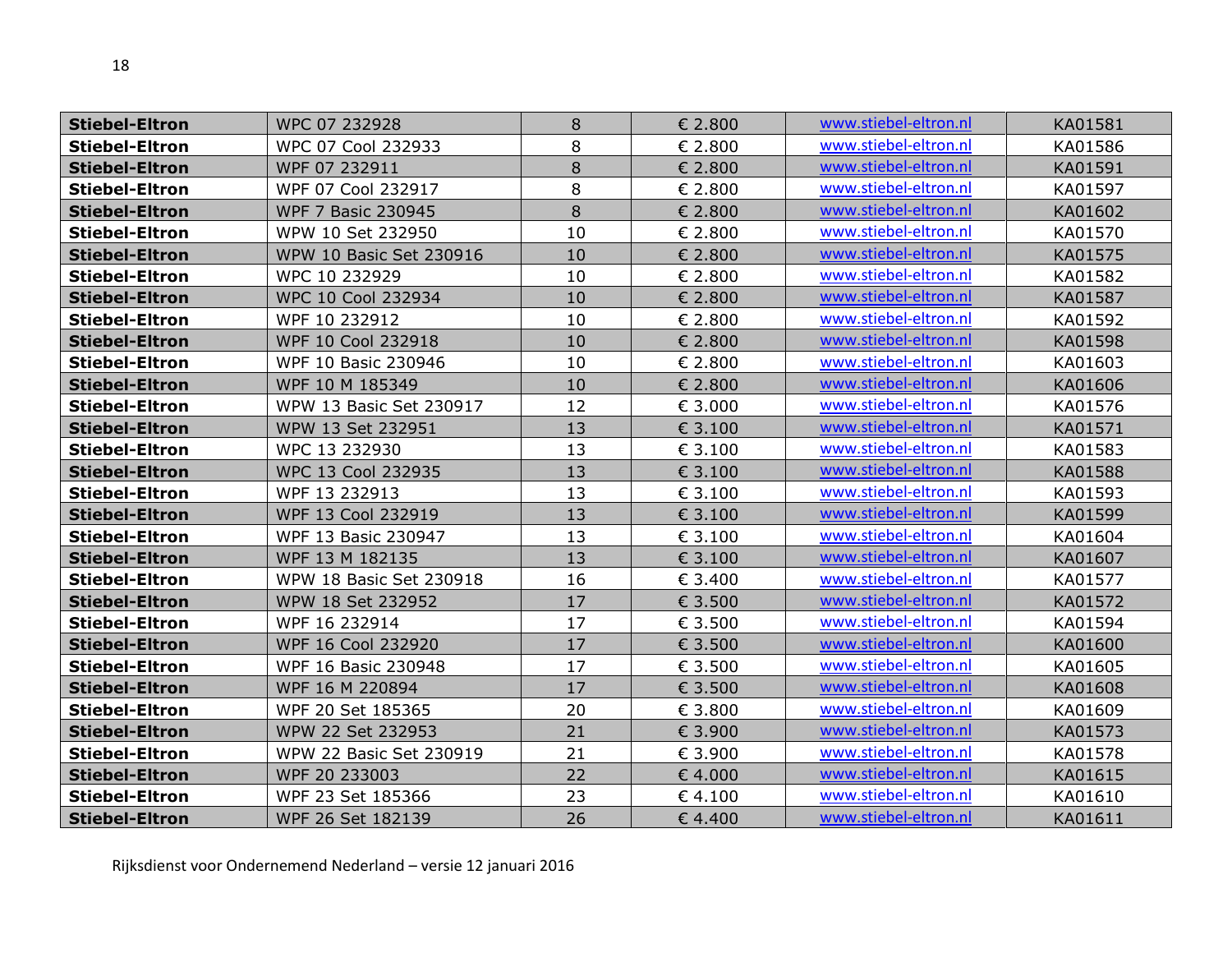| | | | | | |
|---|---|---|---|---|---|
| **Stiebel-Eltron** | WPC 07 232928 | 8 | € 2.800 | www.stiebel-eltron.nl | KA01581 |
| **Stiebel-Eltron** | WPC 07 Cool 232933 | 8 | € 2.800 | www.stiebel-eltron.nl | KA01586 |
| **Stiebel-Eltron** | WPF 07 232911 | 8 | € 2.800 | www.stiebel-eltron.nl | KA01591 |
| **Stiebel-Eltron** | WPF 07 Cool 232917 | 8 | € 2.800 | www.stiebel-eltron.nl | KA01597 |
| **Stiebel-Eltron** | WPF 7 Basic 230945 | 8 | € 2.800 | www.stiebel-eltron.nl | KA01602 |
| **Stiebel-Eltron** | WPW 10 Set 232950 | 10 | € 2.800 | www.stiebel-eltron.nl | KA01570 |
| **Stiebel-Eltron** | WPW 10 Basic Set 230916 | 10 | € 2.800 | www.stiebel-eltron.nl | KA01575 |
| **Stiebel-Eltron** | WPC 10 232929 | 10 | € 2.800 | www.stiebel-eltron.nl | KA01582 |
| **Stiebel-Eltron** | WPC 10 Cool 232934 | 10 | € 2.800 | www.stiebel-eltron.nl | KA01587 |
| **Stiebel-Eltron** | WPF 10 232912 | 10 | € 2.800 | www.stiebel-eltron.nl | KA01592 |
| **Stiebel-Eltron** | WPF 10 Cool 232918 | 10 | € 2.800 | www.stiebel-eltron.nl | KA01598 |
| **Stiebel-Eltron** | WPF 10 Basic 230946 | 10 | € 2.800 | www.stiebel-eltron.nl | KA01603 |
| **Stiebel-Eltron** | WPF 10 M 185349 | 10 | € 2.800 | www.stiebel-eltron.nl | KA01606 |
| **Stiebel-Eltron** | WPW 13 Basic Set 230917 | 12 | € 3.000 | www.stiebel-eltron.nl | KA01576 |
| **Stiebel-Eltron** | WPW 13 Set 232951 | 13 | € 3.100 | www.stiebel-eltron.nl | KA01571 |
| **Stiebel-Eltron** | WPC 13 232930 | 13 | € 3.100 | www.stiebel-eltron.nl | KA01583 |
| **Stiebel-Eltron** | WPC 13 Cool 232935 | 13 | € 3.100 | www.stiebel-eltron.nl | KA01588 |
| **Stiebel-Eltron** | WPF 13 232913 | 13 | € 3.100 | www.stiebel-eltron.nl | KA01593 |
| **Stiebel-Eltron** | WPF 13 Cool 232919 | 13 | € 3.100 | www.stiebel-eltron.nl | KA01599 |
| **Stiebel-Eltron** | WPF 13 Basic 230947 | 13 | € 3.100 | www.stiebel-eltron.nl | KA01604 |
| **Stiebel-Eltron** | WPF 13 M 182135 | 13 | € 3.100 | www.stiebel-eltron.nl | KA01607 |
| **Stiebel-Eltron** | WPW 18 Basic Set 230918 | 16 | € 3.400 | www.stiebel-eltron.nl | KA01577 |
| **Stiebel-Eltron** | WPW 18 Set 232952 | 17 | € 3.500 | www.stiebel-eltron.nl | KA01572 |
| **Stiebel-Eltron** | WPF 16 232914 | 17 | € 3.500 | www.stiebel-eltron.nl | KA01594 |
| **Stiebel-Eltron** | WPF 16 Cool 232920 | 17 | € 3.500 | www.stiebel-eltron.nl | KA01600 |
| **Stiebel-Eltron** | WPF 16 Basic 230948 | 17 | € 3.500 | www.stiebel-eltron.nl | KA01605 |
| **Stiebel-Eltron** | WPF 16 M 220894 | 17 | € 3.500 | www.stiebel-eltron.nl | KA01608 |
| **Stiebel-Eltron** | WPF 20 Set 185365 | 20 | € 3.800 | www.stiebel-eltron.nl | KA01609 |
| **Stiebel-Eltron** | WPW 22 Set 232953 | 21 | € 3.900 | www.stiebel-eltron.nl | KA01573 |
| **Stiebel-Eltron** | WPW 22 Basic Set 230919 | 21 | € 3.900 | www.stiebel-eltron.nl | KA01578 |
| **Stiebel-Eltron** | WPF 20 233003 | 22 | € 4.000 | www.stiebel-eltron.nl | KA01615 |
| **Stiebel-Eltron** | WPF 23 Set 185366 | 23 | € 4.100 | www.stiebel-eltron.nl | KA01610 |
| **Stiebel-Eltron** | WPF 26 Set 182139 | 26 | € 4.400 | www.stiebel-eltron.nl | KA01611 |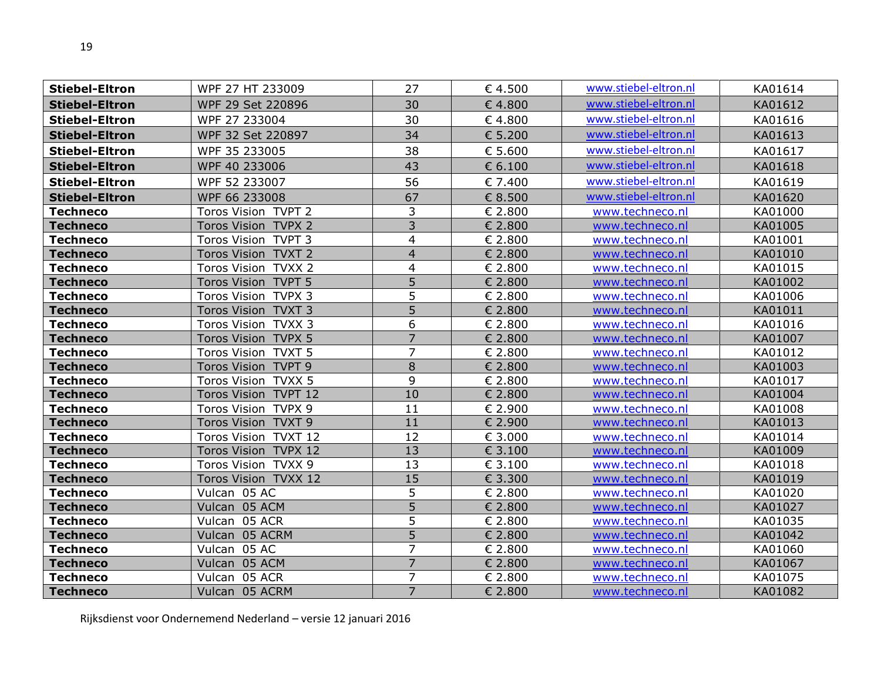| | | | | | |
|---|---|---|---|---|---|
| **Stiebel-Eltron** | WPF 27 HT 233009 | 27 | € 4.500 | www.stiebel-eltron.nl | KA01614 |
| **Stiebel-Eltron** | WPF 29 Set 220896 | 30 | € 4.800 | www.stiebel-eltron.nl | KA01612 |
| **Stiebel-Eltron** | WPF 27 233004 | 30 | € 4.800 | www.stiebel-eltron.nl | KA01616 |
| **Stiebel-Eltron** | WPF 32 Set 220897 | 34 | € 5.200 | www.stiebel-eltron.nl | KA01613 |
| **Stiebel-Eltron** | WPF 35 233005 | 38 | € 5.600 | www.stiebel-eltron.nl | KA01617 |
| **Stiebel-Eltron** | WPF 40 233006 | 43 | € 6.100 | www.stiebel-eltron.nl | KA01618 |
| **Stiebel-Eltron** | WPF 52 233007 | 56 | € 7.400 | www.stiebel-eltron.nl | KA01619 |
| **Stiebel-Eltron** | WPF 66 233008 | 67 | € 8.500 | www.stiebel-eltron.nl | KA01620 |
| **Techneco** | Toros Vision TVPT 2 | 3 | € 2.800 | www.techneco.nl | KA01000 |
| **Techneco** | Toros Vision TVPX 2 | 3 | € 2.800 | www.techneco.nl | KA01005 |
| **Techneco** | Toros Vision TVPT 3 | 4 | € 2.800 | www.techneco.nl | KA01001 |
| **Techneco** | Toros Vision TVXT 2 | 4 | € 2.800 | www.techneco.nl | KA01010 |
| **Techneco** | Toros Vision TVXX 2 | 4 | € 2.800 | www.techneco.nl | KA01015 |
| **Techneco** | Toros Vision TVPT 5 | 5 | € 2.800 | www.techneco.nl | KA01002 |
| **Techneco** | Toros Vision TVPX 3 | 5 | € 2.800 | www.techneco.nl | KA01006 |
| **Techneco** | Toros Vision TVXT 3 | 5 | € 2.800 | www.techneco.nl | KA01011 |
| **Techneco** | Toros Vision TVXX 3 | 6 | € 2.800 | www.techneco.nl | KA01016 |
| **Techneco** | Toros Vision TVPX 5 | 7 | € 2.800 | www.techneco.nl | KA01007 |
| **Techneco** | Toros Vision TVXT 5 | 7 | € 2.800 | www.techneco.nl | KA01012 |
| **Techneco** | Toros Vision TVPT 9 | 8 | € 2.800 | www.techneco.nl | KA01003 |
| **Techneco** | Toros Vision TVXX 5 | 9 | € 2.800 | www.techneco.nl | KA01017 |
| **Techneco** | Toros Vision TVPT 12 | 10 | € 2.800 | www.techneco.nl | KA01004 |
| **Techneco** | Toros Vision TVPX 9 | 11 | € 2.900 | www.techneco.nl | KA01008 |
| **Techneco** | Toros Vision TVXT 9 | 11 | € 2.900 | www.techneco.nl | KA01013 |
| **Techneco** | Toros Vision TVXT 12 | 12 | € 3.000 | www.techneco.nl | KA01014 |
| **Techneco** | Toros Vision TVPX 12 | 13 | € 3.100 | www.techneco.nl | KA01009 |
| **Techneco** | Toros Vision TVXX 9 | 13 | € 3.100 | www.techneco.nl | KA01018 |
| **Techneco** | Toros Vision TVXX 12 | 15 | € 3.300 | www.techneco.nl | KA01019 |
| **Techneco** | Vulcan 05 AC | 5 | € 2.800 | www.techneco.nl | KA01020 |
| **Techneco** | Vulcan 05 ACM | 5 | € 2.800 | www.techneco.nl | KA01027 |
| **Techneco** | Vulcan 05 ACR | 5 | € 2.800 | www.techneco.nl | KA01035 |
| **Techneco** | Vulcan 05 ACRM | 5 | € 2.800 | www.techneco.nl | KA01042 |
| **Techneco** | Vulcan 05 AC | 7 | € 2.800 | www.techneco.nl | KA01060 |
| **Techneco** | Vulcan 05 ACM | 7 | € 2.800 | www.techneco.nl | KA01067 |
| **Techneco** | Vulcan 05 ACR | 7 | € 2.800 | www.techneco.nl | KA01075 |
| **Techneco** | Vulcan 05 ACRM | 7 | € 2.800 | www.techneco.nl | KA01082 |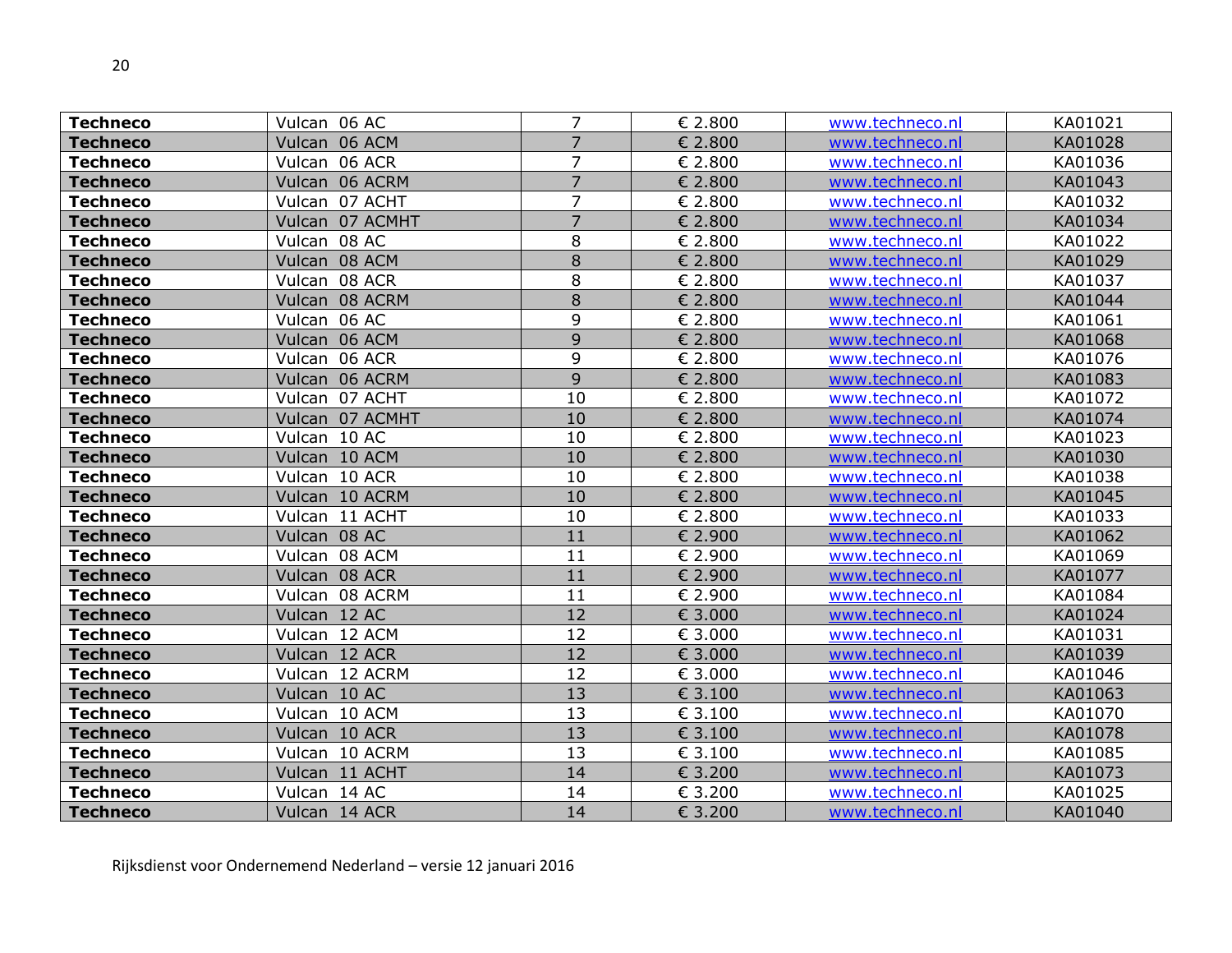| Techneco | Vulcan 06 AC | 7 | € 2.800 | www.techneco.nl | KA01021 |
|---|---|---|---|---|---|
| **Techneco** | Vulcan 06 ACM | 7 | € 2.800 | www.techneco.nl | KA01028 |
| **Techneco** | Vulcan 06 ACR | 7 | € 2.800 | www.techneco.nl | KA01036 |
| **Techneco** | Vulcan 06 ACRM | 7 | € 2.800 | www.techneco.nl | KA01043 |
| **Techneco** | Vulcan 07 ACHT | 7 | € 2.800 | www.techneco.nl | KA01032 |
| **Techneco** | Vulcan 07 ACMHT | 7 | € 2.800 | www.techneco.nl | KA01034 |
| **Techneco** | Vulcan 08 AC | 8 | € 2.800 | www.techneco.nl | KA01022 |
| **Techneco** | Vulcan 08 ACM | 8 | € 2.800 | www.techneco.nl | KA01029 |
| **Techneco** | Vulcan 08 ACR | 8 | € 2.800 | www.techneco.nl | KA01037 |
| **Techneco** | Vulcan 08 ACRM | 8 | € 2.800 | www.techneco.nl | KA01044 |
| **Techneco** | Vulcan 06 AC | 9 | € 2.800 | www.techneco.nl | KA01061 |
| **Techneco** | Vulcan 06 ACM | 9 | € 2.800 | www.techneco.nl | KA01068 |
| **Techneco** | Vulcan 06 ACR | 9 | € 2.800 | www.techneco.nl | KA01076 |
| **Techneco** | Vulcan 06 ACRM | 9 | € 2.800 | www.techneco.nl | KA01083 |
| **Techneco** | Vulcan 07 ACHT | 10 | € 2.800 | www.techneco.nl | KA01072 |
| **Techneco** | Vulcan 07 ACMHT | 10 | € 2.800 | www.techneco.nl | KA01074 |
| **Techneco** | Vulcan 10 AC | 10 | € 2.800 | www.techneco.nl | KA01023 |
| **Techneco** | Vulcan 10 ACM | 10 | € 2.800 | www.techneco.nl | KA01030 |
| **Techneco** | Vulcan 10 ACR | 10 | € 2.800 | www.techneco.nl | KA01038 |
| **Techneco** | Vulcan 10 ACRM | 10 | € 2.800 | www.techneco.nl | KA01045 |
| **Techneco** | Vulcan 11 ACHT | 10 | € 2.800 | www.techneco.nl | KA01033 |
| **Techneco** | Vulcan 08 AC | 11 | € 2.900 | www.techneco.nl | KA01062 |
| **Techneco** | Vulcan 08 ACM | 11 | € 2.900 | www.techneco.nl | KA01069 |
| **Techneco** | Vulcan 08 ACR | 11 | € 2.900 | www.techneco.nl | KA01077 |
| **Techneco** | Vulcan 08 ACRM | 11 | € 2.900 | www.techneco.nl | KA01084 |
| **Techneco** | Vulcan 12 AC | 12 | € 3.000 | www.techneco.nl | KA01024 |
| **Techneco** | Vulcan 12 ACM | 12 | € 3.000 | www.techneco.nl | KA01031 |
| **Techneco** | Vulcan 12 ACR | 12 | € 3.000 | www.techneco.nl | KA01039 |
| **Techneco** | Vulcan 12 ACRM | 12 | € 3.000 | www.techneco.nl | KA01046 |
| **Techneco** | Vulcan 10 AC | 13 | € 3.100 | www.techneco.nl | KA01063 |
| **Techneco** | Vulcan 10 ACM | 13 | € 3.100 | www.techneco.nl | KA01070 |
| **Techneco** | Vulcan 10 ACR | 13 | € 3.100 | www.techneco.nl | KA01078 |
| **Techneco** | Vulcan 10 ACRM | 13 | € 3.100 | www.techneco.nl | KA01085 |
| **Techneco** | Vulcan 11 ACHT | 14 | € 3.200 | www.techneco.nl | KA01073 |
| **Techneco** | Vulcan 14 AC | 14 | € 3.200 | www.techneco.nl | KA01025 |
| **Techneco** | Vulcan 14 ACR | 14 | € 3.200 | www.techneco.nl | KA01040 |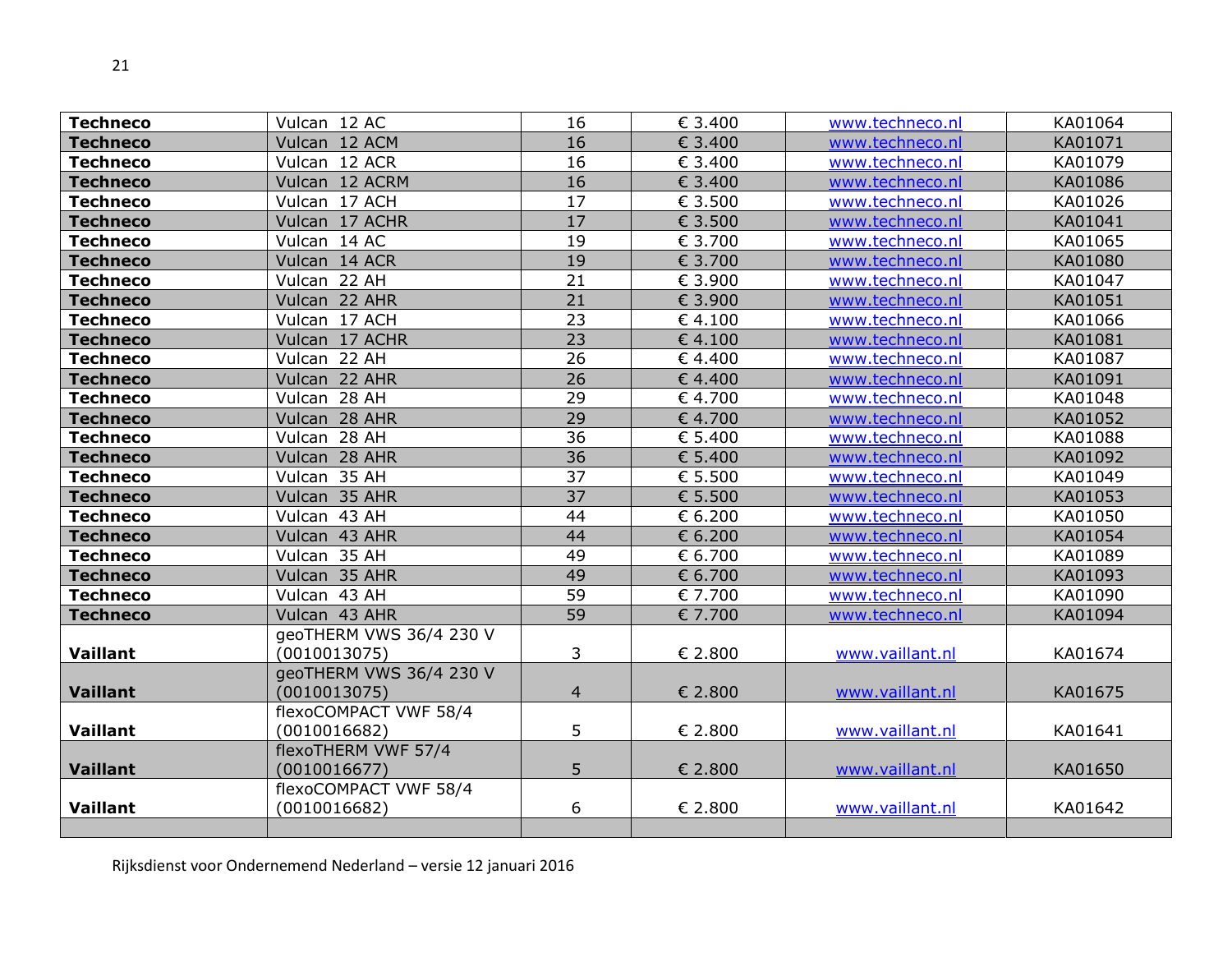| | | | | | |
|---|---|---|---|---|---|
| **Techneco** | Vulcan 12 AC | 16 | € 3.400 | www.techneco.nl | KA01064 |
| **Techneco** | Vulcan 12 ACM | 16 | € 3.400 | www.techneco.nl | KA01071 |
| **Techneco** | Vulcan 12 ACR | 16 | € 3.400 | www.techneco.nl | KA01079 |
| **Techneco** | Vulcan 12 ACRM | 16 | € 3.400 | www.techneco.nl | KA01086 |
| **Techneco** | Vulcan 17 ACH | 17 | € 3.500 | www.techneco.nl | KA01026 |
| **Techneco** | Vulcan 17 ACHR | 17 | € 3.500 | www.techneco.nl | KA01041 |
| **Techneco** | Vulcan 14 AC | 19 | € 3.700 | www.techneco.nl | KA01065 |
| **Techneco** | Vulcan 14 ACR | 19 | € 3.700 | www.techneco.nl | KA01080 |
| **Techneco** | Vulcan 22 AH | 21 | € 3.900 | www.techneco.nl | KA01047 |
| **Techneco** | Vulcan 22 AHR | 21 | € 3.900 | www.techneco.nl | KA01051 |
| **Techneco** | Vulcan 17 ACH | 23 | € 4.100 | www.techneco.nl | KA01066 |
| **Techneco** | Vulcan 17 ACHR | 23 | € 4.100 | www.techneco.nl | KA01081 |
| **Techneco** | Vulcan 22 AH | 26 | € 4.400 | www.techneco.nl | KA01087 |
| **Techneco** | Vulcan 22 AHR | 26 | € 4.400 | www.techneco.nl | KA01091 |
| **Techneco** | Vulcan 28 AH | 29 | € 4.700 | www.techneco.nl | KA01048 |
| **Techneco** | Vulcan 28 AHR | 29 | € 4.700 | www.techneco.nl | KA01052 |
| **Techneco** | Vulcan 28 AH | 36 | € 5.400 | www.techneco.nl | KA01088 |
| **Techneco** | Vulcan 28 AHR | 36 | € 5.400 | www.techneco.nl | KA01092 |
| **Techneco** | Vulcan 35 AH | 37 | € 5.500 | www.techneco.nl | KA01049 |
| **Techneco** | Vulcan 35 AHR | 37 | € 5.500 | www.techneco.nl | KA01053 |
| **Techneco** | Vulcan 43 AH | 44 | € 6.200 | www.techneco.nl | KA01050 |
| **Techneco** | Vulcan 43 AHR | 44 | € 6.200 | www.techneco.nl | KA01054 |
| **Techneco** | Vulcan 35 AH | 49 | € 6.700 | www.techneco.nl | KA01089 |
| **Techneco** | Vulcan 35 AHR | 49 | € 6.700 | www.techneco.nl | KA01093 |
| **Techneco** | Vulcan 43 AH | 59 | € 7.700 | www.techneco.nl | KA01090 |
| **Techneco** | Vulcan 43 AHR | 59 | € 7.700 | www.techneco.nl | KA01094 |
| **Vaillant** | geoTHERM VWS 36/4 230 V (0010013075) | 3 | € 2.800 | www.vaillant.nl | KA01674 |
| **Vaillant** | geoTHERM VWS 36/4 230 V (0010013075) | 4 | € 2.800 | www.vaillant.nl | KA01675 |
| **Vaillant** | flexoCOMPACT VWF 58/4 (0010016682) | 5 | € 2.800 | www.vaillant.nl | KA01641 |
| **Vaillant** | flexoTHERM VWF 57/4 (0010016677) | 5 | € 2.800 | www.vaillant.nl | KA01650 |
| **Vaillant** | flexoCOMPACT VWF 58/4 (0010016682) | 6 | € 2.800 | www.vaillant.nl | KA01642 |
| | | | | | |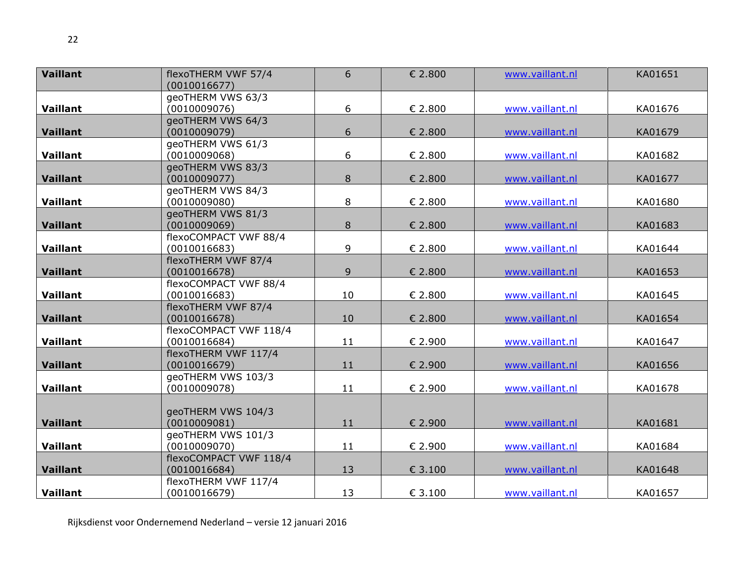| Vaillant | flexoTHERM VWF 57/4 (0010016677) | 6 | € 2.800 | www.vaillant.nl | KA01651 |
|---|---|---|---|---|---|
| **Vaillant** | geoTHERM VWS 63/3 (0010009076) | 6 | € 2.800 | www.vaillant.nl | KA01676 |
| **Vaillant** | geoTHERM VWS 64/3 (0010009079) | 6 | € 2.800 | www.vaillant.nl | KA01679 |
| **Vaillant** | geoTHERM VWS 61/3 (0010009068) | 6 | € 2.800 | www.vaillant.nl | KA01682 |
| **Vaillant** | geoTHERM VWS 83/3 (0010009077) | 8 | € 2.800 | www.vaillant.nl | KA01677 |
| **Vaillant** | geoTHERM VWS 84/3 (0010009080) | 8 | € 2.800 | www.vaillant.nl | KA01680 |
| **Vaillant** | geoTHERM VWS 81/3 (0010009069) | 8 | € 2.800 | www.vaillant.nl | KA01683 |
| **Vaillant** | flexoCOMPACT VWF 88/4 (0010016683) | 9 | € 2.800 | www.vaillant.nl | KA01644 |
| **Vaillant** | flexoTHERM VWF 87/4 (0010016678) | 9 | € 2.800 | www.vaillant.nl | KA01653 |
| **Vaillant** | flexoCOMPACT VWF 88/4 (0010016683) | 10 | € 2.800 | www.vaillant.nl | KA01645 |
| **Vaillant** | flexoTHERM VWF 87/4 (0010016678) | 10 | € 2.800 | www.vaillant.nl | KA01654 |
| **Vaillant** | flexoCOMPACT VWF 118/4 (0010016684) | 11 | € 2.900 | www.vaillant.nl | KA01647 |
| **Vaillant** | flexoTHERM VWF 117/4 (0010016679) | 11 | € 2.900 | www.vaillant.nl | KA01656 |
| **Vaillant** | geoTHERM VWS 103/3 (0010009078) | 11 | € 2.900 | www.vaillant.nl | KA01678 |
| **Vaillant** | geoTHERM VWS 104/3 (0010009081) | 11 | € 2.900 | www.vaillant.nl | KA01681 |
| **Vaillant** | geoTHERM VWS 101/3 (0010009070) | 11 | € 2.900 | www.vaillant.nl | KA01684 |
| **Vaillant** | flexoCOMPACT VWF 118/4 (0010016684) | 13 | € 3.100 | www.vaillant.nl | KA01648 |
| **Vaillant** | flexoTHERM VWF 117/4 (0010016679) | 13 | € 3.100 | www.vaillant.nl | KA01657 |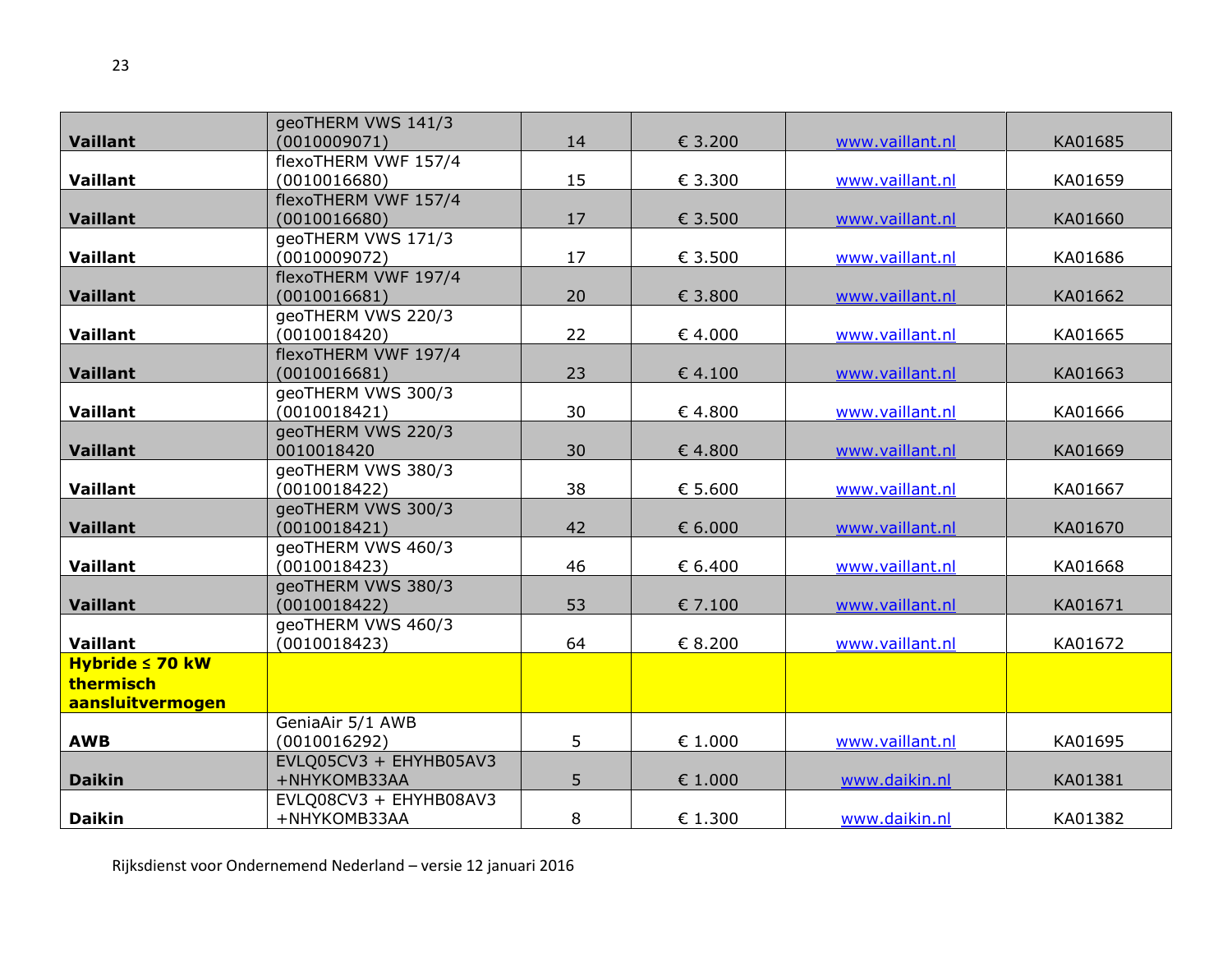| | | | | | |
|---|---|---|---|---|---|
| **Vaillant** | geoTHERM VWS 141/3 (0010009071) | 14 | € 3.200 | www.vaillant.nl | KA01685 |
| **Vaillant** | flexoTHERM VWF 157/4 (0010016680) | 15 | € 3.300 | www.vaillant.nl | KA01659 |
| **Vaillant** | flexoTHERM VWF 157/4 (0010016680) | 17 | € 3.500 | www.vaillant.nl | KA01660 |
| **Vaillant** | geoTHERM VWS 171/3 (0010009072) | 17 | € 3.500 | www.vaillant.nl | KA01686 |
| **Vaillant** | flexoTHERM VWF 197/4 (0010016681) | 20 | € 3.800 | www.vaillant.nl | KA01662 |
| **Vaillant** | geoTHERM VWS 220/3 (0010018420) | 22 | € 4.000 | www.vaillant.nl | KA01665 |
| **Vaillant** | flexoTHERM VWF 197/4 (0010016681) | 23 | € 4.100 | www.vaillant.nl | KA01663 |
| **Vaillant** | geoTHERM VWS 300/3 (0010018421) | 30 | € 4.800 | www.vaillant.nl | KA01666 |
| **Vaillant** | geoTHERM VWS 220/3 0010018420 | 30 | € 4.800 | www.vaillant.nl | KA01669 |
| **Vaillant** | geoTHERM VWS 380/3 (0010018422) | 38 | € 5.600 | www.vaillant.nl | KA01667 |
| **Vaillant** | geoTHERM VWS 300/3 (0010018421) | 42 | € 6.000 | www.vaillant.nl | KA01670 |
| **Vaillant** | geoTHERM VWS 460/3 (0010018423) | 46 | € 6.400 | www.vaillant.nl | KA01668 |
| **Vaillant** | geoTHERM VWS 380/3 (0010018422) | 53 | € 7.100 | www.vaillant.nl | KA01671 |
| **Vaillant** | geoTHERM VWS 460/3 (0010018423) | 64 | € 8.200 | www.vaillant.nl | KA01672 |
| **Hybride ≤ 70 kW thermisch aansluitvermogen** | | | | | |
| **AWB** | GeniaAir 5/1 AWB (0010016292) | 5 | € 1.000 | www.vaillant.nl | KA01695 |
| **Daikin** | EVLQ05CV3 + EHYHB05AV3 +NHYKOMB33AA | 5 | € 1.000 | www.daikin.nl | KA01381 |
| **Daikin** | EVLQ08CV3 + EHYHB08AV3 +NHYKOMB33AA | 8 | € 1.300 | www.daikin.nl | KA01382 |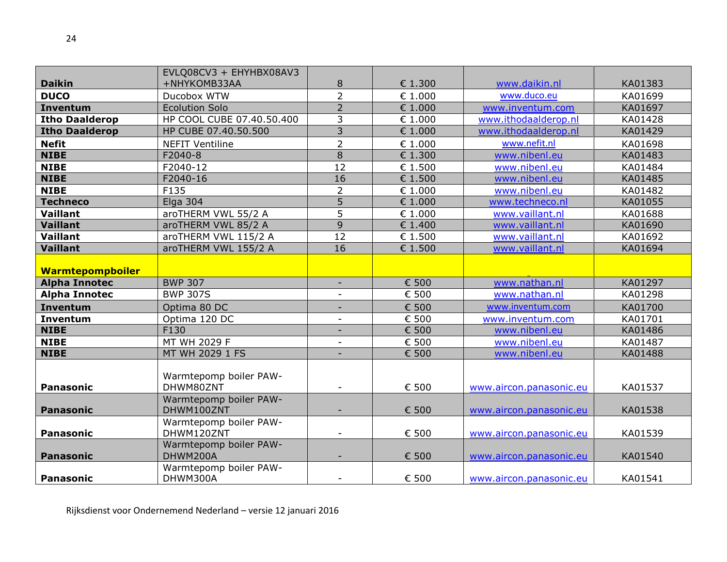| | | | | | |
|---|---|---|---|---|---|
| **Daikin** | EVLQ08CV3 + EHYHBX08AV3 +NHYKOMB33AA | 8 | € 1.300 | www.daikin.nl | KA01383 |
| **DUCO** | Ducobox WTW | 2 | € 1.000 | www.duco.eu | KA01699 |
| **Inventum** | Ecolution Solo | 2 | € 1.000 | www.inventum.com | KA01697 |
| **Itho Daalderop** | HP COOL CUBE 07.40.50.400 | 3 | € 1.000 | www.ithodaalderop.nl | KA01428 |
| **Itho Daalderop** | HP CUBE 07.40.50.500 | 3 | € 1.000 | www.ithodaalderop.nl | KA01429 |
| **Nefit** | NEFIT Ventiline | 2 | € 1.000 | www.nefit.nl | KA01698 |
| **NIBE** | F2040-8 | 8 | € 1.300 | www.nibenl.eu | KA01483 |
| **NIBE** | F2040-12 | 12 | € 1.500 | www.nibenl.eu | KA01484 |
| **NIBE** | F2040-16 | 16 | € 1.500 | www.nibenl.eu | KA01485 |
| **NIBE** | F135 | 2 | € 1.000 | www.nibenl.eu | KA01482 |
| **Techneco** | Elga 304 | 5 | € 1.000 | www.techneco.nl | KA01055 |
| **Vaillant** | aroTHERM VWL 55/2 A | 5 | € 1.000 | www.vaillant.nl | KA01688 |
| **Vaillant** | aroTHERM VWL 85/2 A | 9 | € 1.400 | www.vaillant.nl | KA01690 |
| **Vaillant** | aroTHERM VWL 115/2 A | 12 | € 1.500 | www.vaillant.nl | KA01692 |
| **Vaillant** | aroTHERM VWL 155/2 A | 16 | € 1.500 | www.vaillant.nl | KA01694 |
| **Warmtepompboiler** | | | | | |
| **Alpha Innotec** | BWP 307 | - | € 500 | www.nathan.nl | KA01297 |
| **Alpha Innotec** | BWP 307S | - | € 500 | www.nathan.nl | KA01298 |
| **Inventum** | Optima 80 DC | - | € 500 | www.inventum.com | KA01700 |
| **Inventum** | Optima 120 DC | - | € 500 | www.inventum.com | KA01701 |
| **NIBE** | F130 | - | € 500 | www.nibenl.eu | KA01486 |
| **NIBE** | MT WH 2029 F | - | € 500 | www.nibenl.eu | KA01487 |
| **NIBE** | MT WH 2029 1 FS | - | € 500 | www.nibenl.eu | KA01488 |
| **Panasonic** | Warmtepomp boiler PAW-DHWM80ZNT | - | € 500 | www.aircon.panasonic.eu | KA01537 |
| **Panasonic** | Warmtepomp boiler PAW-DHWM100ZNT | - | € 500 | www.aircon.panasonic.eu | KA01538 |
| **Panasonic** | Warmtepomp boiler PAW-DHWM120ZNT | - | € 500 | www.aircon.panasonic.eu | KA01539 |
| **Panasonic** | Warmtepomp boiler PAW-DHWM200A | - | € 500 | www.aircon.panasonic.eu | KA01540 |
| **Panasonic** | Warmtepomp boiler PAW-DHWM300A | - | € 500 | www.aircon.panasonic.eu | KA01541 |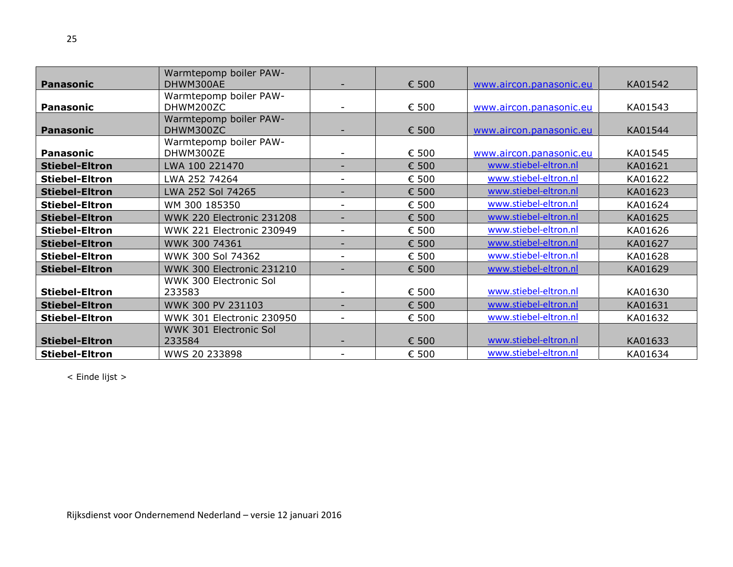| | | | | | |
|---|---|---|---|---|---|
| **Panasonic** | Warmtepomp boiler PAW-DHWM300AE | - | € 500 | www.aircon.panasonic.eu | KA01542 |
| **Panasonic** | Warmtepomp boiler PAW-DHWM200ZC | - | € 500 | www.aircon.panasonic.eu | KA01543 |
| **Panasonic** | Warmtepomp boiler PAW-DHWM300ZC | - | € 500 | www.aircon.panasonic.eu | KA01544 |
| **Panasonic** | Warmtepomp boiler PAW-DHWM300ZE | - | € 500 | www.aircon.panasonic.eu | KA01545 |
| **Stiebel-Eltron** | LWA 100 221470 | - | € 500 | www.stiebel-eltron.nl | KA01621 |
| **Stiebel-Eltron** | LWA 252 74264 | - | € 500 | www.stiebel-eltron.nl | KA01622 |
| **Stiebel-Eltron** | LWA 252 Sol 74265 | - | € 500 | www.stiebel-eltron.nl | KA01623 |
| **Stiebel-Eltron** | WM 300 185350 | - | € 500 | www.stiebel-eltron.nl | KA01624 |
| **Stiebel-Eltron** | WWK 220 Electronic 231208 | - | € 500 | www.stiebel-eltron.nl | KA01625 |
| **Stiebel-Eltron** | WWK 221 Electronic 230949 | - | € 500 | www.stiebel-eltron.nl | KA01626 |
| **Stiebel-Eltron** | WWK 300 74361 | - | € 500 | www.stiebel-eltron.nl | KA01627 |
| **Stiebel-Eltron** | WWK 300 Sol 74362 | - | € 500 | www.stiebel-eltron.nl | KA01628 |
| **Stiebel-Eltron** | WWK 300 Electronic 231210 | - | € 500 | www.stiebel-eltron.nl | KA01629 |
| **Stiebel-Eltron** | WWK 300 Electronic Sol 233583 | - | € 500 | www.stiebel-eltron.nl | KA01630 |
| **Stiebel-Eltron** | WWK 300 PV 231103 | - | € 500 | www.stiebel-eltron.nl | KA01631 |
| **Stiebel-Eltron** | WWK 301 Electronic 230950 | - | € 500 | www.stiebel-eltron.nl | KA01632 |
| **Stiebel-Eltron** | WWK 301 Electronic Sol 233584 | - | € 500 | www.stiebel-eltron.nl | KA01633 |
| **Stiebel-Eltron** | WWS 20 233898 | - | € 500 | www.stiebel-eltron.nl | KA01634 |

< Einde lijst >